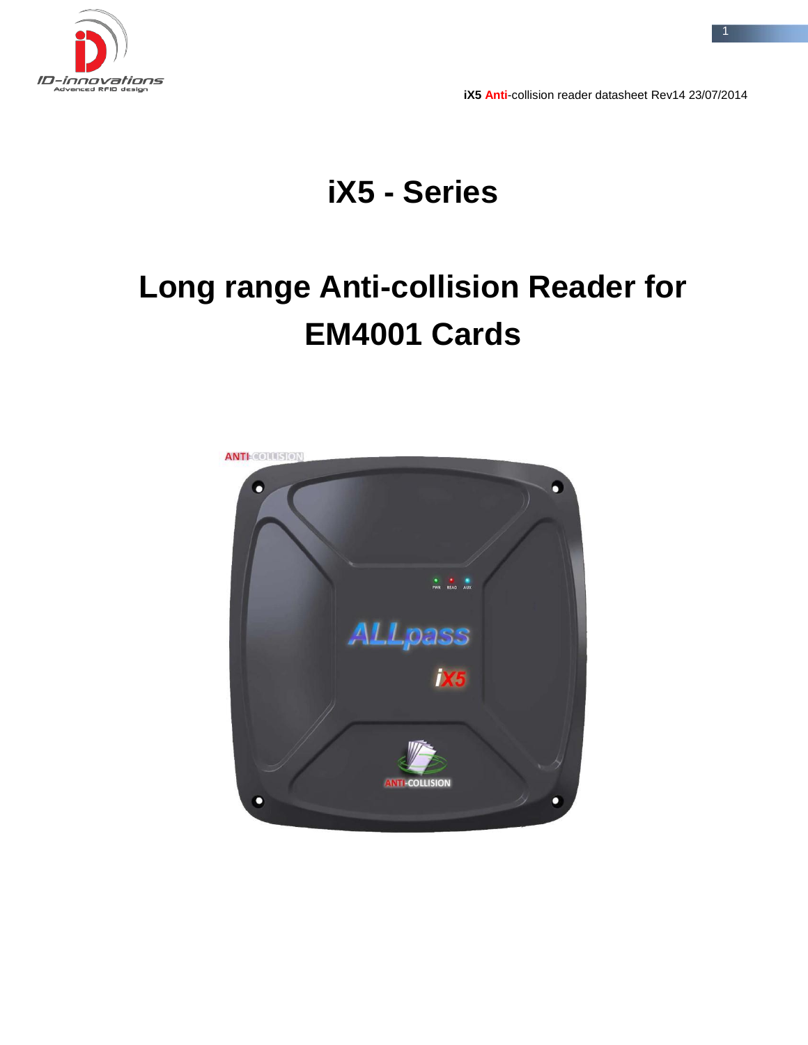# iX5 - Series

# Long range Anti-collision Reader for EM4001 Cards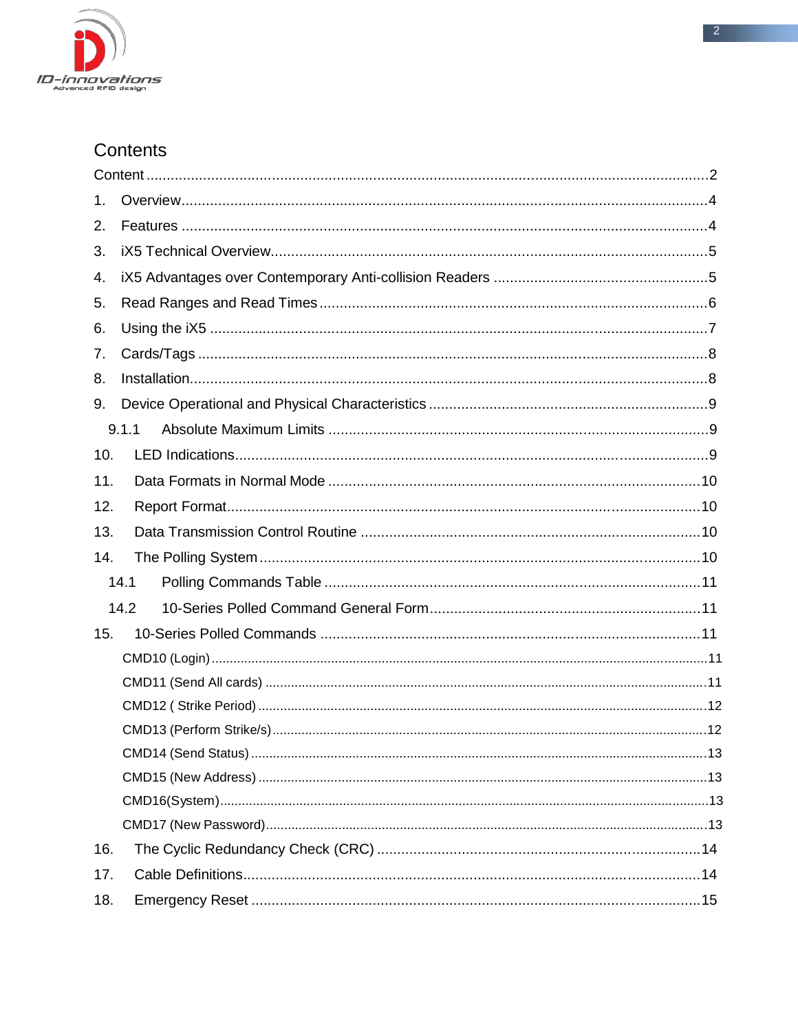# Contents

Content .......................................................................................................................... 2

1. Overview ................................................................................................................... 4
2. Features ................................................................................................................... 4
3. iX5 Technical Overview ............................................................................................ 5
4. iX5 Advantages over Contemporary Anti-collision Readers ...................................... 5
5. Read Ranges and Read Times ................................................................................ 6
6. Using the iX5 ........................................................................................................... 7
7. Cards/Tags .............................................................................................................. 8
8. Installation ................................................................................................................ 8
9. Device Operational and Physical Characteristics ..................................................... 9

    9.1.1 Absolute Maximum Limits .................................................................................. 9

10. LED Indications ....................................................................................................... 9
11. Data Formats in Normal Mode ................................................................................ 10
12. Report Format ........................................................................................................ 10
13. Data Transmission Control Routine ........................................................................ 10
14. The Polling System ................................................................................................. 10

    14.1 Polling Commands Table ..................................................................................... 11

    14.2 10-Series Polled Command General Form .......................................................... 11

15. 10-Series Polled Commands .................................................................................. 11

    CMD10 (Login) .......................................................................................................... 11

    CMD11 (Send All cards) ............................................................................................ 11

    CMD12 ( Strike Period) ............................................................................................. 12

    CMD13 (Perform Strike/s) ......................................................................................... 12

    CMD14 (Send Status) ................................................................................................ 13

    CMD15 (New Address) .............................................................................................. 13

    CMD16(System) ........................................................................................................ 13

    CMD17 (New Password) ............................................................................................ 13

16. The Cyclic Redundancy Check (CRC) .................................................................... 14
17. Cable Definitions .................................................................................................... 14
18. Emergency Reset ................................................................................................... 15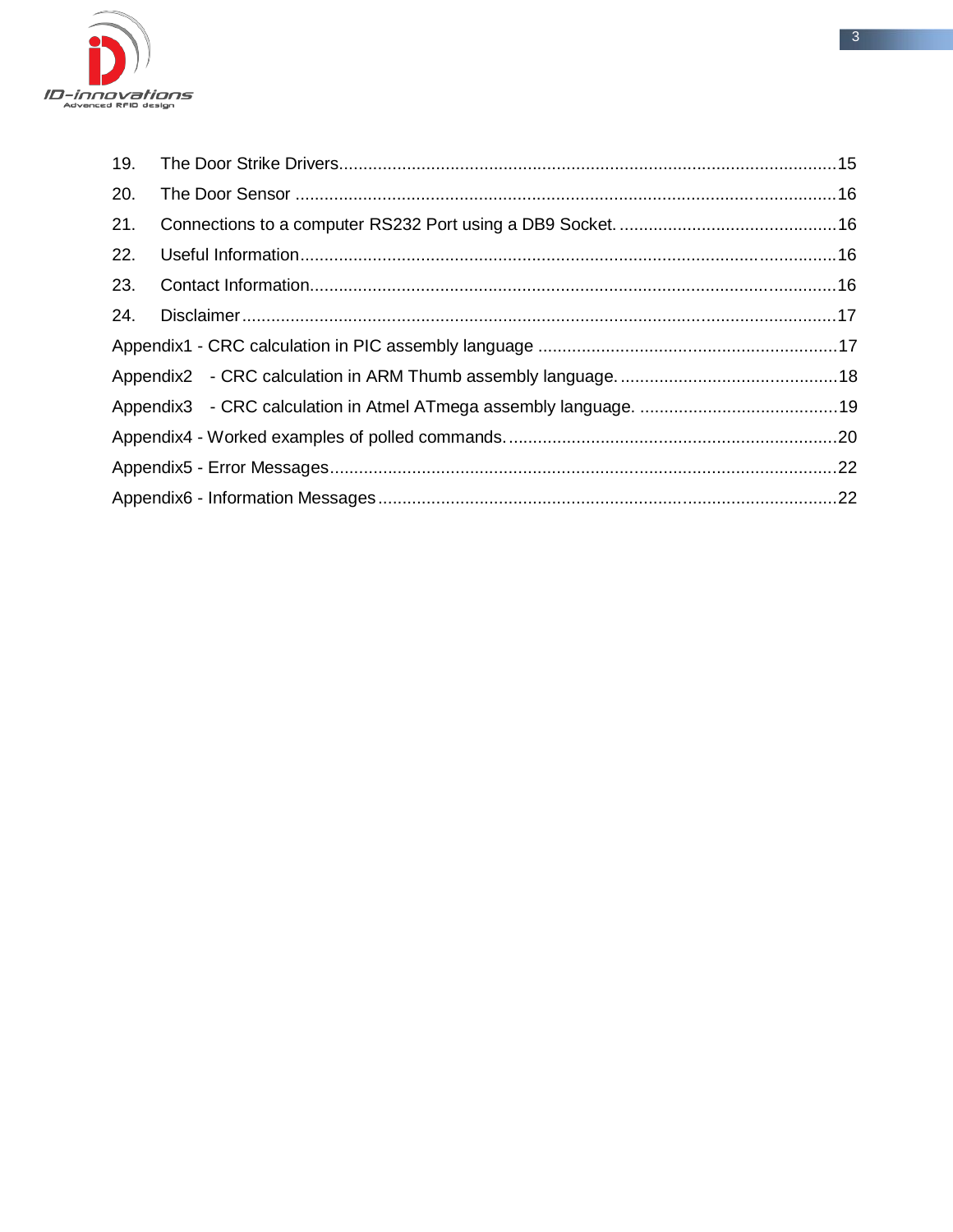19. The Door Strike Drivers....................................................................................................15
20. The Door Sensor ............................................................................................................16
21. Connections to a computer RS232 Port using a DB9 Socket. ............................................16
22. Useful Information............................................................................................................16
23. Contact Information..........................................................................................................16
24. Disclaimer........................................................................................................................17

Appendix1 - CRC calculation in PIC assembly language ..........................................................17
Appendix2 - CRC calculation in ARM Thumb assembly language. ..........................................18
Appendix3 - CRC calculation in Atmel ATmega assembly language. ......................................19
Appendix4 - Worked examples of polled commands. ................................................................20
Appendix5 - Error Messages......................................................................................................22
Appendix6 - Information Messages............................................................................................22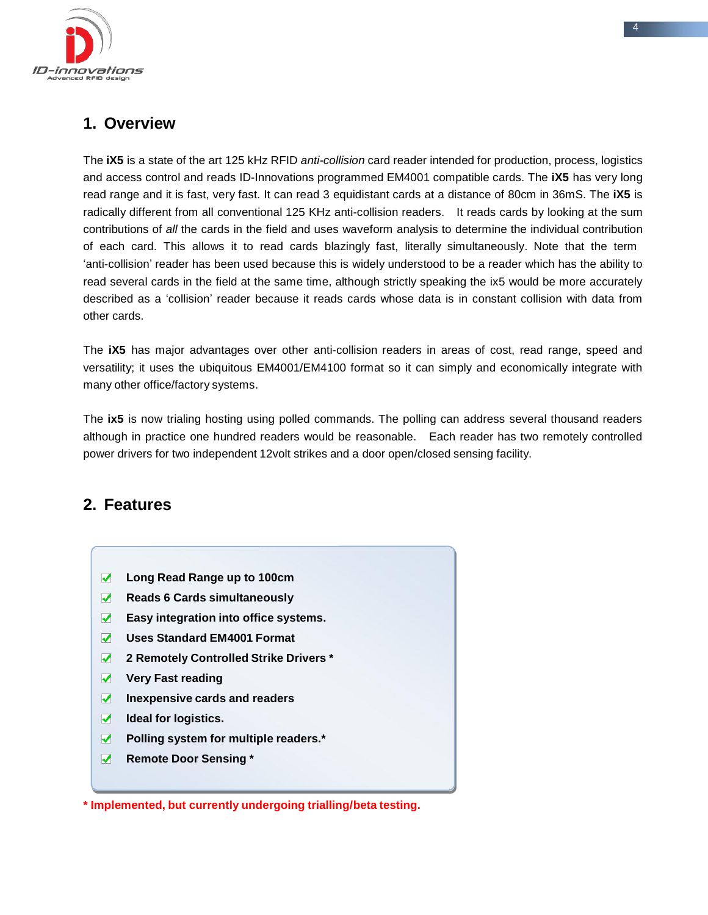## 1. Overview

The **iX5** is a state of the art 125 kHz RFID *anti-collision* card reader intended for production, process, logistics and access control and reads ID-Innovations programmed EM4001 compatible cards. The **iX5** has very long read range and it is fast, very fast. It can read 3 equidistant cards at a distance of 80cm in 36mS. The **iX5** is radically different from all conventional 125 KHz anti-collision readers. It reads cards by looking at the sum contributions of *all* the cards in the field and uses waveform analysis to determine the individual contribution of each card. This allows it to read cards blazingly fast, literally simultaneously. Note that the term 'anti-collision' reader has been used because this is widely understood to be a reader which has the ability to read several cards in the field at the same time, although strictly speaking the ix5 would be more accurately described as a 'collision' reader because it reads cards whose data is in constant collision with data from other cards.

The **iX5** has major advantages over other anti-collision readers in areas of cost, read range, speed and versatility; it uses the ubiquitous EM4001/EM4100 format so it can simply and economically integrate with many other office/factory systems.

The **ix5** is now trialing hosting using polled commands. The polling can address several thousand readers although in practice one hundred readers would be reasonable. Each reader has two remotely controlled power drivers for two independent 12volt strikes and a door open/closed sensing facility.

## 2. Features

- **Long Read Range up to 100cm**
- **Reads 6 Cards simultaneously**
- **Easy integration into office systems.**
- **Uses Standard EM4001 Format**
- **2 Remotely Controlled Strike Drivers ***
- **Very Fast reading**
- **Inexpensive cards and readers**
- **Ideal for logistics.**
- **Polling system for multiple readers.***
- **Remote Door Sensing ***

*** Implemented, but currently undergoing trialling/beta testing.**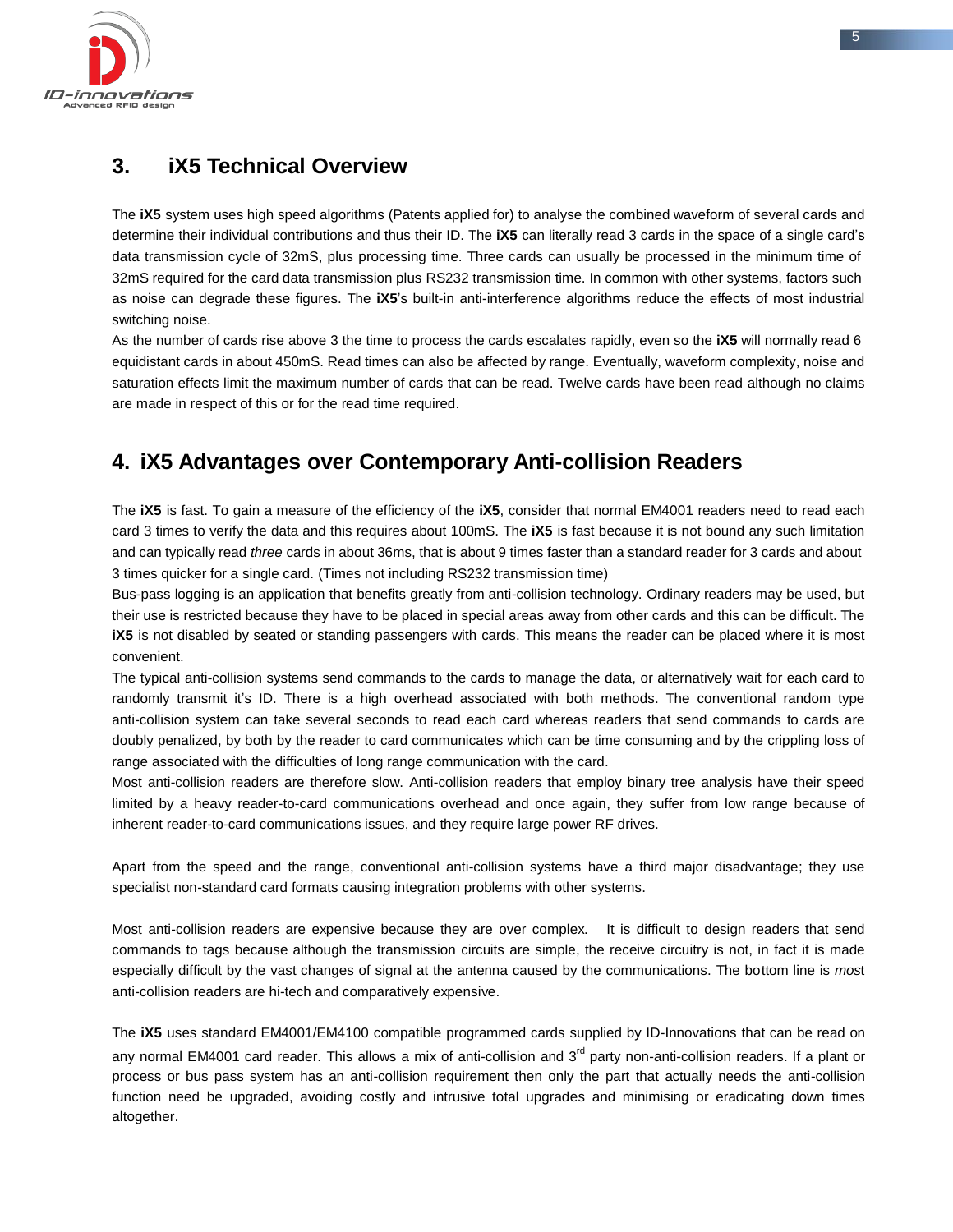## 3. iX5 Technical Overview

The **iX5** system uses high speed algorithms (Patents applied for) to analyse the combined waveform of several cards and determine their individual contributions and thus their ID. The **iX5** can literally read 3 cards in the space of a single card's data transmission cycle of 32mS, plus processing time. Three cards can usually be processed in the minimum time of 32mS required for the card data transmission plus RS232 transmission time. In common with other systems, factors such as noise can degrade these figures. The **iX5**'s built-in anti-interference algorithms reduce the effects of most industrial switching noise.

As the number of cards rise above 3 the time to process the cards escalates rapidly, even so the **iX5** will normally read 6 equidistant cards in about 450mS. Read times can also be affected by range. Eventually, waveform complexity, noise and saturation effects limit the maximum number of cards that can be read. Twelve cards have been read although no claims are made in respect of this or for the read time required.

## 4. iX5 Advantages over Contemporary Anti-collision Readers

The **iX5** is fast. To gain a measure of the efficiency of the **iX5**, consider that normal EM4001 readers need to read each card 3 times to verify the data and this requires about 100mS. The **iX5** is fast because it is not bound any such limitation and can typically read *three* cards in about 36ms, that is about 9 times faster than a standard reader for 3 cards and about 3 times quicker for a single card. (Times not including RS232 transmission time)

Bus-pass logging is an application that benefits greatly from anti-collision technology. Ordinary readers may be used, but their use is restricted because they have to be placed in special areas away from other cards and this can be difficult. The **iX5** is not disabled by seated or standing passengers with cards. This means the reader can be placed where it is most convenient.

The typical anti-collision systems send commands to the cards to manage the data, or alternatively wait for each card to randomly transmit it's ID. There is a high overhead associated with both methods. The conventional random type anti-collision system can take several seconds to read each card whereas readers that send commands to cards are doubly penalized, by both by the reader to card communicates which can be time consuming and by the crippling loss of range associated with the difficulties of long range communication with the card.

Most anti-collision readers are therefore slow. Anti-collision readers that employ binary tree analysis have their speed limited by a heavy reader-to-card communications overhead and once again, they suffer from low range because of inherent reader-to-card communications issues, and they require large power RF drives.

Apart from the speed and the range, conventional anti-collision systems have a third major disadvantage; they use specialist non-standard card formats causing integration problems with other systems.

Most anti-collision readers are expensive because they are over complex. It is difficult to design readers that send commands to tags because although the transmission circuits are simple, the receive circuitry is not, in fact it is made especially difficult by the vast changes of signal at the antenna caused by the communications. The bottom line is *most* anti-collision readers are hi-tech and comparatively expensive.

The **iX5** uses standard EM4001/EM4100 compatible programmed cards supplied by ID-Innovations that can be read on any normal EM4001 card reader. This allows a mix of anti-collision and 3rd party non-anti-collision readers. If a plant or process or bus pass system has an anti-collision requirement then only the part that actually needs the anti-collision function need be upgraded, avoiding costly and intrusive total upgrades and minimising or eradicating down times altogether.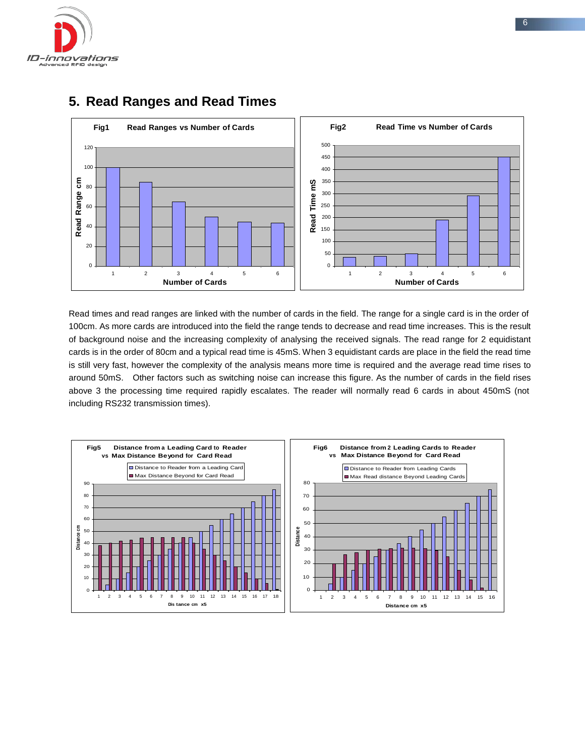## 5. Read Ranges and Read Times

Read times and read ranges are linked with the number of cards in the field. The range for a single card is in the order of 100cm. As more cards are introduced into the field the range tends to decrease and read time increases. This is the result of background noise and the increasing complexity of analysing the received signals. The read range for 2 equidistant cards is in the order of 80cm and a typical read time is 45mS. When 3 equidistant cards are place in the field the read time is still very fast, however the complexity of the analysis means more time is required and the average read time rises to around 50mS. Other factors such as switching noise can increase this figure. As the number of cards in the field rises above 3 the processing time required rapidly escalates. The reader will normally read 6 cards in about 450mS (not including RS232 transmission times).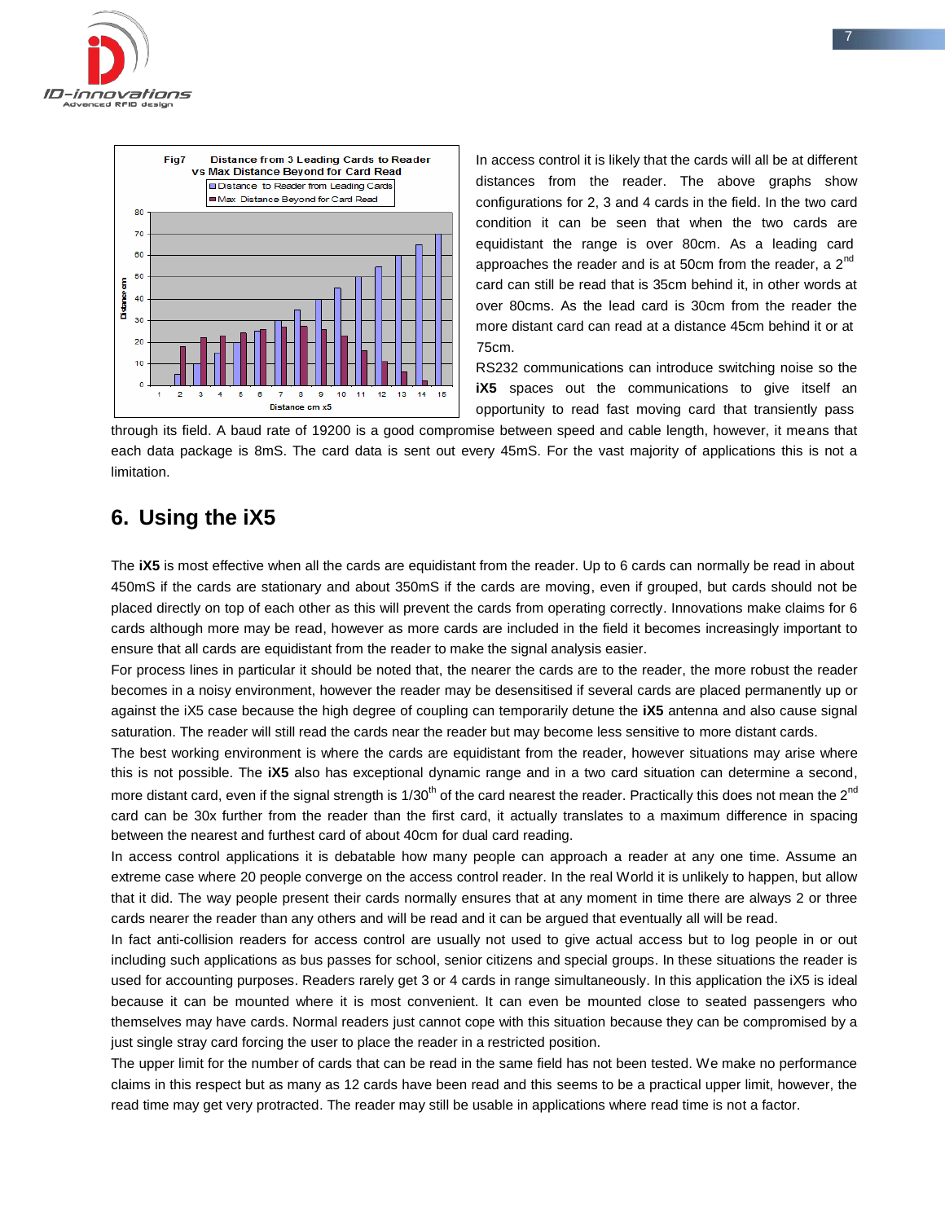In access control it is likely that the cards will all be at different distances from the reader. The above graphs show configurations for 2, 3 and 4 cards in the field. In the two card condition it can be seen that when the two cards are equidistant the range is over 80cm. As a leading card approaches the reader and is at 50cm from the reader, a 2nd card can still be read that is 35cm behind it, in other words at over 80cms. As the lead card is 30cm from the reader the more distant card can read at a distance 45cm behind it or at 75cm.

RS232 communications can introduce switching noise so the **iX5** spaces out the communications to give itself an opportunity to read fast moving card that transiently pass through its field. A baud rate of 19200 is a good compromise between speed and cable length, however, it means that each data package is 8mS. The card data is sent out every 45mS. For the vast majority of applications this is not a limitation.

## 6. Using the iX5

The **iX5** is most effective when all the cards are equidistant from the reader. Up to 6 cards can normally be read in about 450mS if the cards are stationary and about 350mS if the cards are moving, even if grouped, but cards should not be placed directly on top of each other as this will prevent the cards from operating correctly. Innovations make claims for 6 cards although more may be read, however as more cards are included in the field it becomes increasingly important to ensure that all cards are equidistant from the reader to make the signal analysis easier.

For process lines in particular it should be noted that, the nearer the cards are to the reader, the more robust the reader becomes in a noisy environment, however the reader may be desensitised if several cards are placed permanently up or against the iX5 case because the high degree of coupling can temporarily detune the **iX5** antenna and also cause signal saturation. The reader will still read the cards near the reader but may become less sensitive to more distant cards.

The best working environment is where the cards are equidistant from the reader, however situations may arise where this is not possible. The **iX5** also has exceptional dynamic range and in a two card situation can determine a second, more distant card, even if the signal strength is 1/30th of the card nearest the reader. Practically this does not mean the 2nd card can be 30x further from the reader than the first card, it actually translates to a maximum difference in spacing between the nearest and furthest card of about 40cm for dual card reading.

In access control applications it is debatable how many people can approach a reader at any one time. Assume an extreme case where 20 people converge on the access control reader. In the real World it is unlikely to happen, but allow that it did. The way people present their cards normally ensures that at any moment in time there are always 2 or three cards nearer the reader than any others and will be read and it can be argued that eventually all will be read.

In fact anti-collision readers for access control are usually not used to give actual access but to log people in or out including such applications as bus passes for school, senior citizens and special groups. In these situations the reader is used for accounting purposes. Readers rarely get 3 or 4 cards in range simultaneously. In this application the iX5 is ideal because it can be mounted where it is most convenient. It can even be mounted close to seated passengers who themselves may have cards. Normal readers just cannot cope with this situation because they can be compromised by a just single stray card forcing the user to place the reader in a restricted position.

The upper limit for the number of cards that can be read in the same field has not been tested. We make no performance claims in this respect but as many as 12 cards have been read and this seems to be a practical upper limit, however, the read time may get very protracted. The reader may still be usable in applications where read time is not a factor.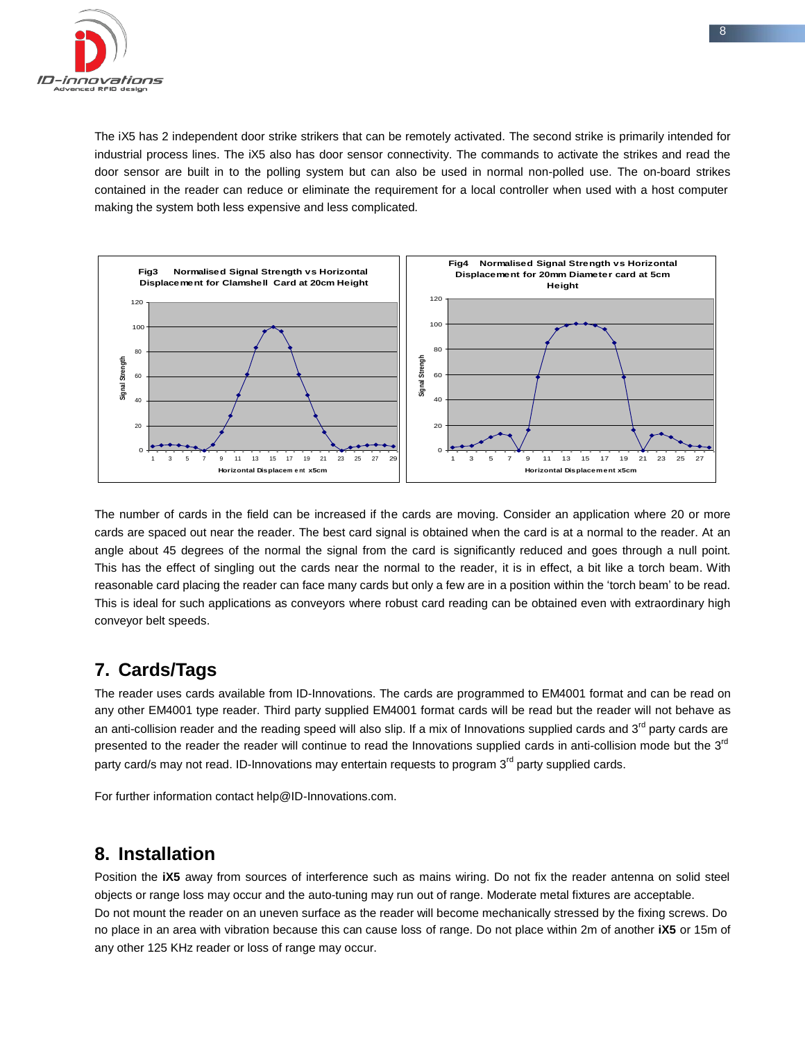The iX5 has 2 independent door strike strikers that can be remotely activated. The second strike is primarily intended for industrial process lines. The iX5 also has door sensor connectivity. The commands to activate the strikes and read the door sensor are built in to the polling system but can also be used in normal non-polled use. The on-board strikes contained in the reader can reduce or eliminate the requirement for a local controller when used with a host computer making the system both less expensive and less complicated.

Fig3 Normalised Signal Strength vs Horizontal Displacement for Clamshell Card at 20cm Height

Fig4 Normalised Signal Strength vs Horizontal Displacement for 20mm Diameter card at 5cm Height

The number of cards in the field can be increased if the cards are moving. Consider an application where 20 or more cards are spaced out near the reader. The best card signal is obtained when the card is at a normal to the reader. At an angle about 45 degrees of the normal the signal from the card is significantly reduced and goes through a null point. This has the effect of singling out the cards near the normal to the reader, it is in effect, a bit like a torch beam. With reasonable card placing the reader can face many cards but only a few are in a position within the 'torch beam' to be read. This is ideal for such applications as conveyors where robust card reading can be obtained even with extraordinary high conveyor belt speeds.

## 7. Cards/Tags

The reader uses cards available from ID-Innovations. The cards are programmed to EM4001 format and can be read on any other EM4001 type reader. Third party supplied EM4001 format cards will be read but the reader will not behave as an anti-collision reader and the reading speed will also slip. If a mix of Innovations supplied cards and 3rd party cards are presented to the reader the reader will continue to read the Innovations supplied cards in anti-collision mode but the 3rd party card/s may not read. ID-Innovations may entertain requests to program 3rd party supplied cards.

For further information contact help@ID-Innovations.com.

## 8. Installation

Position the **iX5** away from sources of interference such as mains wiring. Do not fix the reader antenna on solid steel objects or range loss may occur and the auto-tuning may run out of range. Moderate metal fixtures are acceptable.

Do not mount the reader on an uneven surface as the reader will become mechanically stressed by the fixing screws. Do no place in an area with vibration because this can cause loss of range. Do not place within 2m of another **iX5** or 15m of any other 125 KHz reader or loss of range may occur.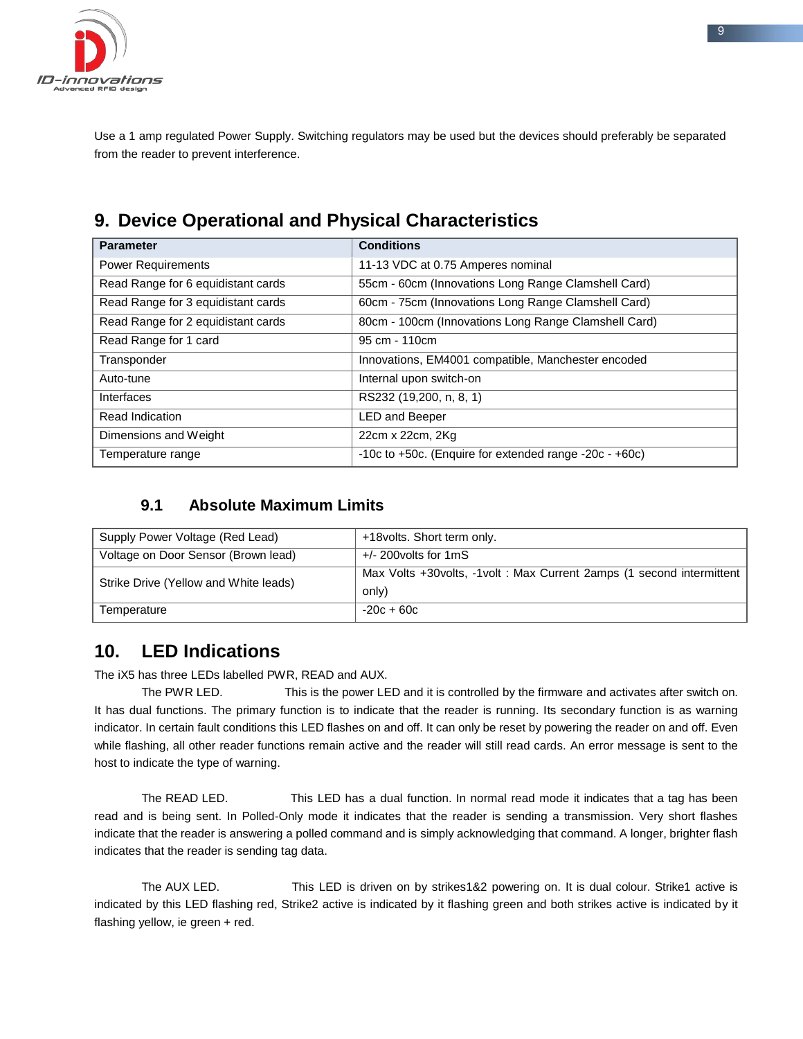Use a 1 amp regulated Power Supply. Switching regulators may be used but the devices should preferably be separated from the reader to prevent interference.

## 9. Device Operational and Physical Characteristics

| Parameter | Conditions |
|---|---|
| Power Requirements | 11-13 VDC at 0.75 Amperes nominal |
| Read Range for 6 equidistant cards | 55cm - 60cm (Innovations Long Range Clamshell Card) |
| Read Range for 3 equidistant cards | 60cm - 75cm (Innovations Long Range Clamshell Card) |
| Read Range for 2 equidistant cards | 80cm - 100cm (Innovations Long Range Clamshell Card) |
| Read Range for 1 card | 95 cm - 110cm |
| Transponder | Innovations, EM4001 compatible, Manchester encoded |
| Auto-tune | Internal upon switch-on |
| Interfaces | RS232 (19,200, n, 8, 1) |
| Read Indication | LED and Beeper |
| Dimensions and Weight | 22cm x 22cm, 2Kg |
| Temperature range | -10c to +50c. (Enquire for extended range -20c - +60c) |

### 9.1 Absolute Maximum Limits

| | |
|---|---|
| Supply Power Voltage (Red Lead) | +18volts. Short term only. |
| Voltage on Door Sensor (Brown lead) | +/- 200volts for 1mS |
| Strike Drive (Yellow and White leads) | Max Volts +30volts, -1volt : Max Current 2amps (1 second intermittent only) |
| Temperature | -20c + 60c |

## 10. LED Indications

The iX5 has three LEDs labelled PWR, READ and AUX.

The PWR LED. This is the power LED and it is controlled by the firmware and activates after switch on. It has dual functions. The primary function is to indicate that the reader is running. Its secondary function is as warning indicator. In certain fault conditions this LED flashes on and off. It can only be reset by powering the reader on and off. Even while flashing, all other reader functions remain active and the reader will still read cards. An error message is sent to the host to indicate the type of warning.

The READ LED. This LED has a dual function. In normal read mode it indicates that a tag has been read and is being sent. In Polled-Only mode it indicates that the reader is sending a transmission. Very short flashes indicate that the reader is answering a polled command and is simply acknowledging that command. A longer, brighter flash indicates that the reader is sending tag data.

The AUX LED. This LED is driven on by strikes1&2 powering on. It is dual colour. Strike1 active is indicated by this LED flashing red, Strike2 active is indicated by it flashing green and both strikes active is indicated by it flashing yellow, ie green + red.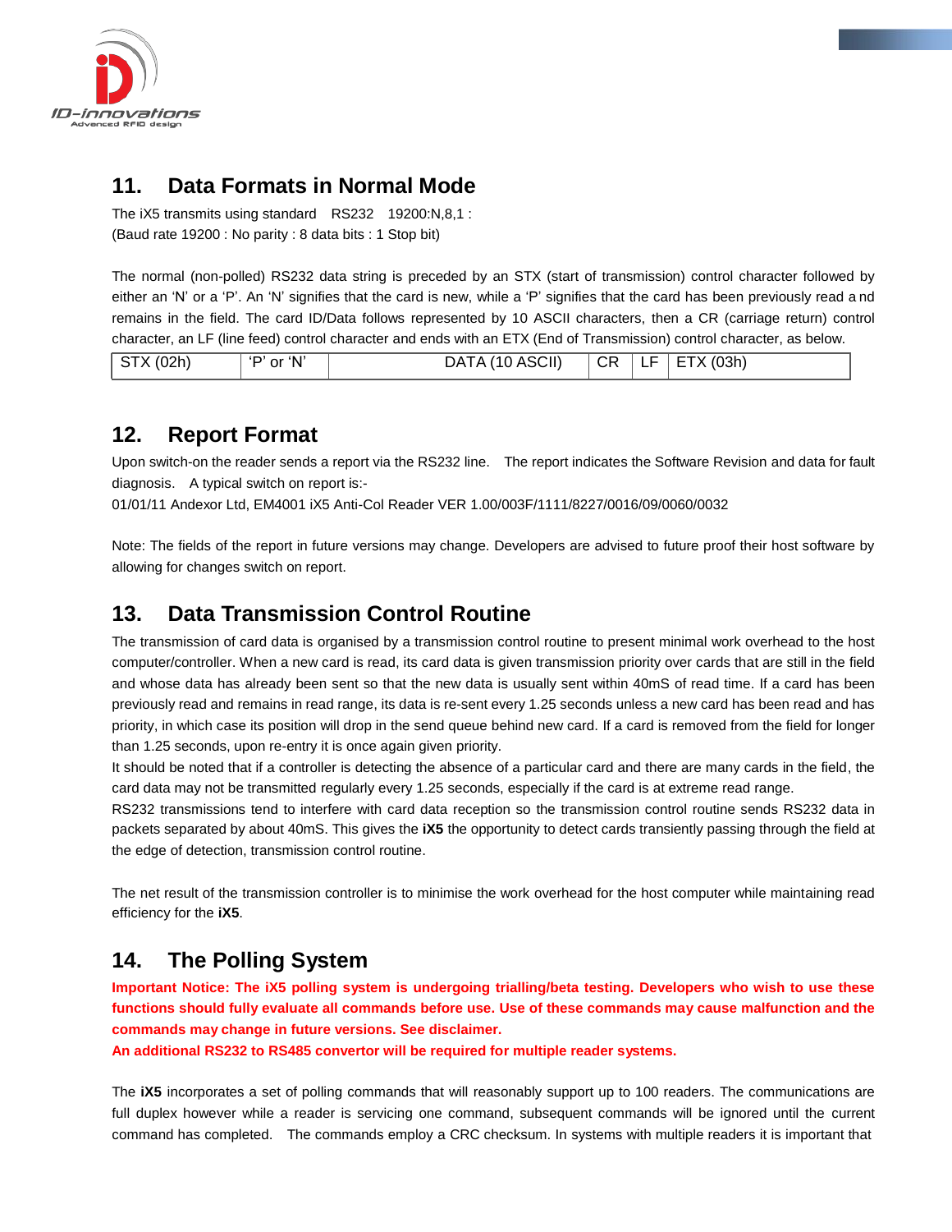## 11. Data Formats in Normal Mode

The iX5 transmits using standard RS232 19200:N,8,1 :
(Baud rate 19200 : No parity : 8 data bits : 1 Stop bit)

The normal (non-polled) RS232 data string is preceded by an STX (start of transmission) control character followed by either an 'N' or a 'P'. An 'N' signifies that the card is new, while a 'P' signifies that the card has been previously read and remains in the field. The card ID/Data follows represented by 10 ASCII characters, then a CR (carriage return) control character, an LF (line feed) control character and ends with an ETX (End of Transmission) control character, as below.

| STX (02h) | 'P' or 'N' | DATA (10 ASCII) | CR | LF | ETX (03h) |
|---|---|---|---|---|---|

## 12. Report Format

Upon switch-on the reader sends a report via the RS232 line. The report indicates the Software Revision and data for fault diagnosis. A typical switch on report is:-
01/01/11 Andexor Ltd, EM4001 iX5 Anti-Col Reader VER 1.00/003F/1111/8227/0016/09/0060/0032

Note: The fields of the report in future versions may change. Developers are advised to future proof their host software by allowing for changes switch on report.

## 13. Data Transmission Control Routine

The transmission of card data is organised by a transmission control routine to present minimal work overhead to the host computer/controller. When a new card is read, its card data is given transmission priority over cards that are still in the field and whose data has already been sent so that the new data is usually sent within 40mS of read time. If a card has been previously read and remains in read range, its data is re-sent every 1.25 seconds unless a new card has been read and has priority, in which case its position will drop in the send queue behind new card. If a card is removed from the field for longer than 1.25 seconds, upon re-entry it is once again given priority.
It should be noted that if a controller is detecting the absence of a particular card and there are many cards in the field, the card data may not be transmitted regularly every 1.25 seconds, especially if the card is at extreme read range.
RS232 transmissions tend to interfere with card data reception so the transmission control routine sends RS232 data in packets separated by about 40mS. This gives the **iX5** the opportunity to detect cards transiently passing through the field at the edge of detection, transmission control routine.

The net result of the transmission controller is to minimise the work overhead for the host computer while maintaining read efficiency for the **iX5**.

## 14. The Polling System

**Important Notice: The iX5 polling system is undergoing trialling/beta testing. Developers who wish to use these functions should fully evaluate all commands before use. Use of these commands may cause malfunction and the commands may change in future versions. See disclaimer.**
**An additional RS232 to RS485 convertor will be required for multiple reader systems.**

The **iX5** incorporates a set of polling commands that will reasonably support up to 100 readers. The communications are full duplex however while a reader is servicing one command, subsequent commands will be ignored until the current command has completed. The commands employ a CRC checksum. In systems with multiple readers it is important that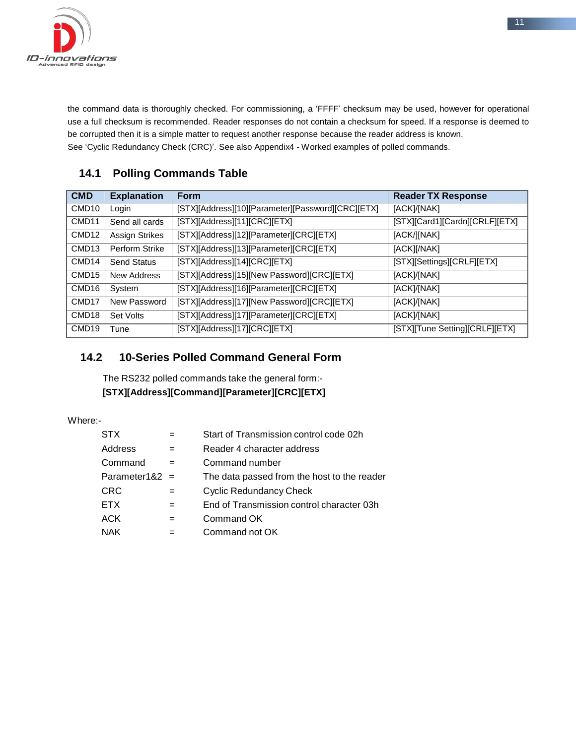the command data is thoroughly checked. For commissioning, a 'FFFF' checksum may be used, however for operational use a full checksum is recommended. Reader responses do not contain a checksum for speed. If a response is deemed to be corrupted then it is a simple matter to request another response because the reader address is known.
See 'Cyclic Redundancy Check (CRC)'. See also Appendix4 - Worked examples of polled commands.

## 14.1 Polling Commands Table

| CMD | Explanation | Form | Reader TX Response |
|---|---|---|---|
| CMD10 | Login | [STX][Address][10][Parameter][Password][CRC][ETX] | [ACK]/[NAK] |
| CMD11 | Send all cards | [STX][Address][11][CRC][ETX] | [STX][Card1][Cardn][CRLF][ETX] |
| CMD12 | Assign Strikes | [STX][Address][12][Parameter][CRC][ETX] | [ACK/][NAK] |
| CMD13 | Perform Strike | [STX][Address][13][Parameter][CRC][ETX] | [ACK][/NAK] |
| CMD14 | Send Status | [STX][Address][14][CRC][ETX] | [STX][Settings][CRLF][ETX] |
| CMD15 | New Address | [STX][Address][15][New Password][CRC][ETX] | [ACK]/[NAK] |
| CMD16 | System | [STX][Address][16][Parameter][CRC][ETX] | [ACK]/[NAK] |
| CMD17 | New Password | [STX][Address][17][New Password][CRC][ETX] | [ACK]/[NAK] |
| CMD18 | Set Volts | [STX][Address][17][Parameter][CRC][ETX] | [ACK]/[NAK] |
| CMD19 | Tune | [STX][Address][17][CRC][ETX] | [STX][Tune Setting][CRLF][ETX] |

## 14.2 10-Series Polled Command General Form

The RS232 polled commands take the general form:-
**[STX][Address][Command][Parameter][CRC][ETX]**

Where:-

| | | |
|---|---|---|
| STX | = | Start of Transmission control code 02h |
| Address | = | Reader 4 character address |
| Command | = | Command number |
| Parameter1&2 | = | The data passed from the host to the reader |
| CRC | = | Cyclic Redundancy Check |
| ETX | = | End of Transmission control character 03h |
| ACK | = | Command OK |
| NAK | = | Command not OK |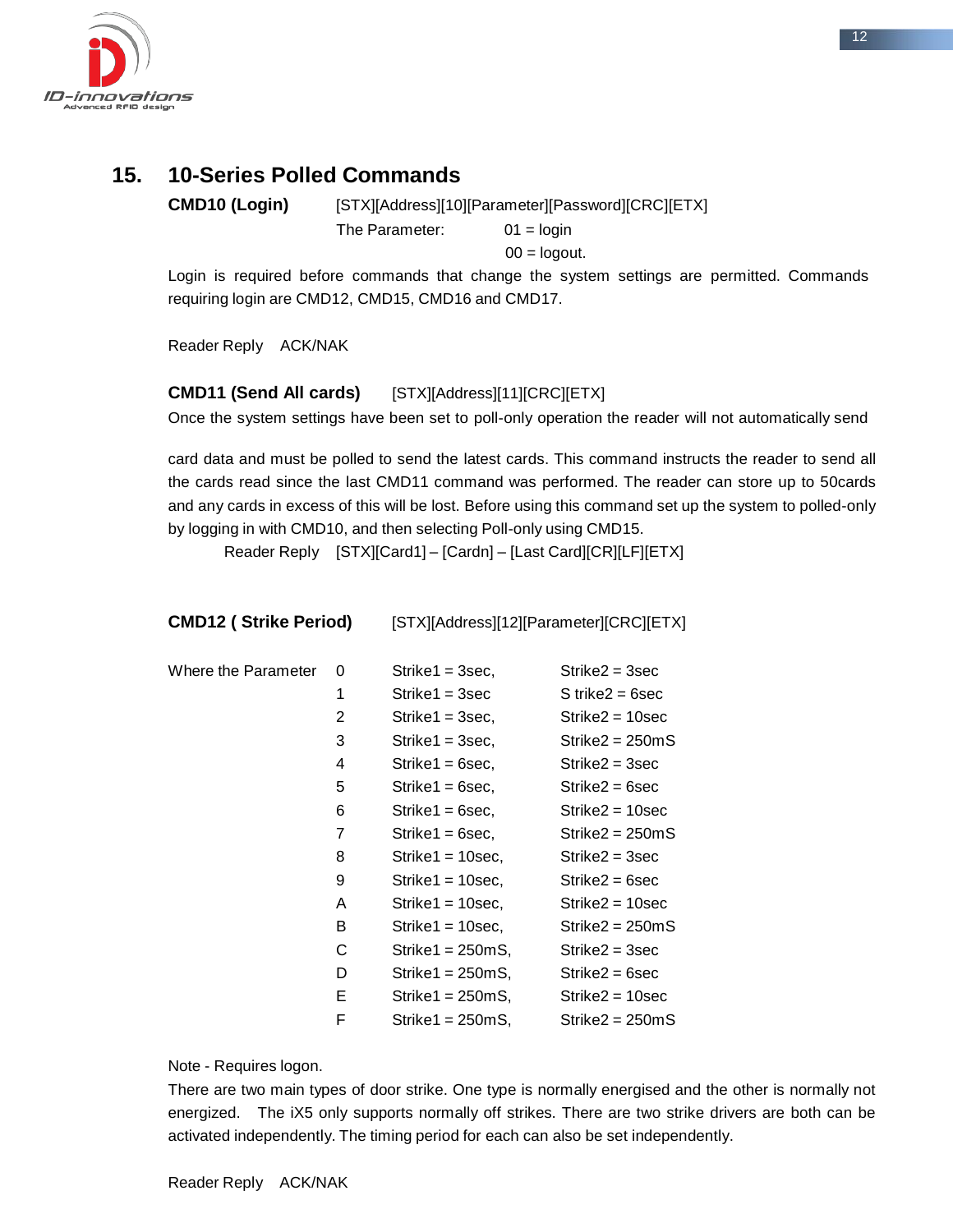## 15. 10-Series Polled Commands

**CMD10 (Login)** [STX][Address][10][Parameter][Password][CRC][ETX]

The Parameter: 01 = login
00 = logout.

Login is required before commands that change the system settings are permitted. Commands requiring login are CMD12, CMD15, CMD16 and CMD17.

Reader Reply ACK/NAK

**CMD11 (Send All cards)** [STX][Address][11][CRC][ETX]

Once the system settings have been set to poll-only operation the reader will not automatically send

card data and must be polled to send the latest cards. This command instructs the reader to send all the cards read since the last CMD11 command was performed. The reader can store up to 50cards and any cards in excess of this will be lost. Before using this command set up the system to polled-only by logging in with CMD10, and then selecting Poll-only using CMD15.

Reader Reply [STX][Card1] – [Cardn] – [Last Card][CR][LF][ETX]

**CMD12 ( Strike Period)** [STX][Address][12][Parameter][CRC][ETX]

| Where the Parameter | | | |
|---|---|---|---|
| | 0 | Strike1 = 3sec, | Strike2 = 3sec |
| | 1 | Strike1 = 3sec | S trike2 = 6sec |
| | 2 | Strike1 = 3sec, | Strike2 = 10sec |
| | 3 | Strike1 = 3sec, | Strike2 = 250mS |
| | 4 | Strike1 = 6sec, | Strike2 = 3sec |
| | 5 | Strike1 = 6sec, | Strike2 = 6sec |
| | 6 | Strike1 = 6sec, | Strike2 = 10sec |
| | 7 | Strike1 = 6sec, | Strike2 = 250mS |
| | 8 | Strike1 = 10sec, | Strike2 = 3sec |
| | 9 | Strike1 = 10sec, | Strike2 = 6sec |
| | A | Strike1 = 10sec, | Strike2 = 10sec |
| | B | Strike1 = 10sec, | Strike2 = 250mS |
| | C | Strike1 = 250mS, | Strike2 = 3sec |
| | D | Strike1 = 250mS, | Strike2 = 6sec |
| | E | Strike1 = 250mS, | Strike2 = 10sec |
| | F | Strike1 = 250mS, | Strike2 = 250mS |

Note - Requires logon.

There are two main types of door strike. One type is normally energised and the other is normally not energized. The iX5 only supports normally off strikes. There are two strike drivers are both can be activated independently. The timing period for each can also be set independently.

Reader Reply ACK/NAK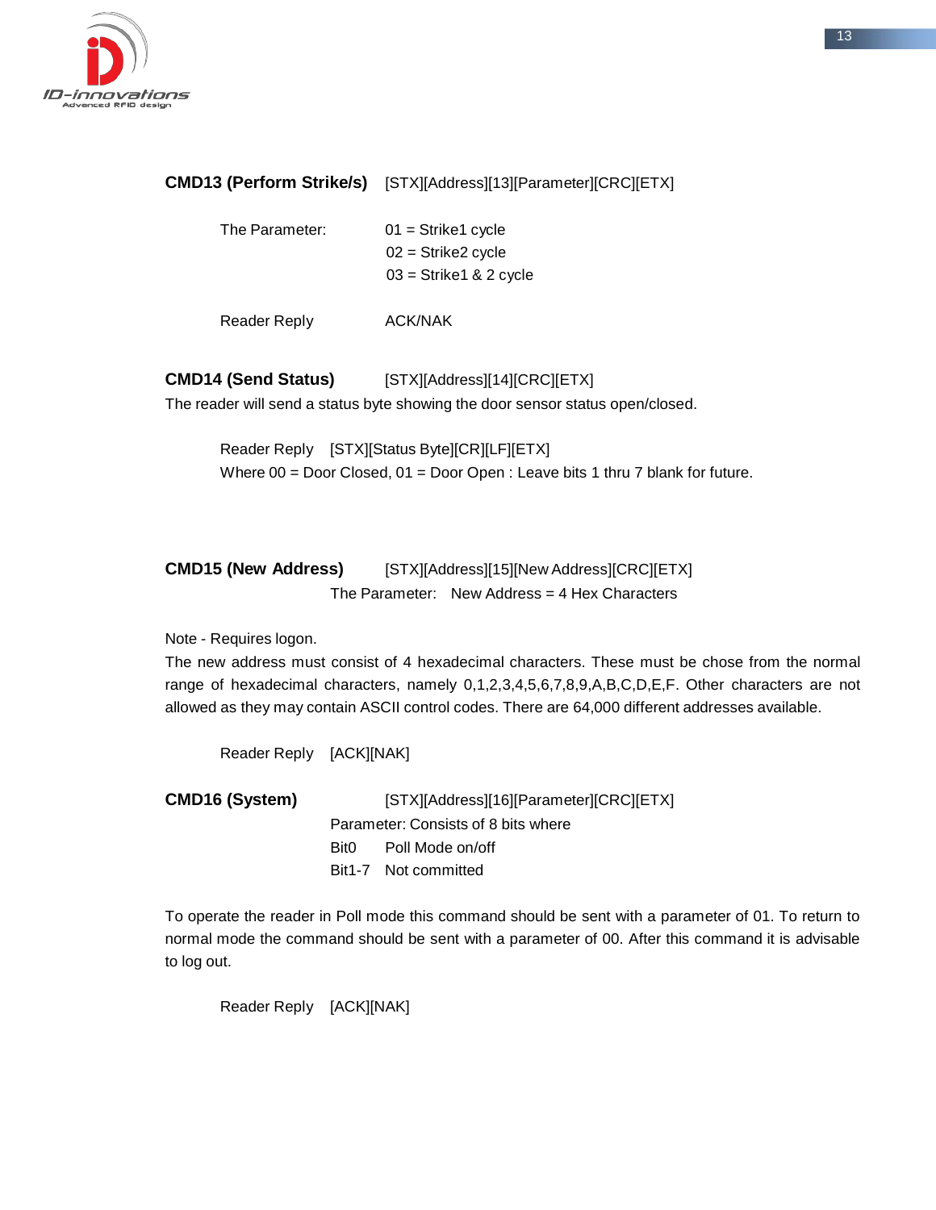**CMD13 (Perform Strike/s)** [STX][Address][13][Parameter][CRC][ETX]

The Parameter:
01 = Strike1 cycle
02 = Strike2 cycle
03 = Strike1 & 2 cycle

Reader Reply ACK/NAK

**CMD14 (Send Status)** [STX][Address][14][CRC][ETX]

The reader will send a status byte showing the door sensor status open/closed.

Reader Reply [STX][Status Byte][CR][LF][ETX]
Where 00 = Door Closed, 01 = Door Open : Leave bits 1 thru 7 blank for future.

**CMD15 (New Address)** [STX][Address][15][New Address][CRC][ETX]
The Parameter: New Address = 4 Hex Characters

Note - Requires logon.
The new address must consist of 4 hexadecimal characters. These must be chose from the normal range of hexadecimal characters, namely 0,1,2,3,4,5,6,7,8,9,A,B,C,D,E,F. Other characters are not allowed as they may contain ASCII control codes. There are 64,000 different addresses available.

Reader Reply [ACK][NAK]

**CMD16 (System)** [STX][Address][16][Parameter][CRC][ETX]
Parameter: Consists of 8 bits where
Bit0 Poll Mode on/off
Bit1-7 Not committed

To operate the reader in Poll mode this command should be sent with a parameter of 01. To return to normal mode the command should be sent with a parameter of 00. After this command it is advisable to log out.

Reader Reply [ACK][NAK]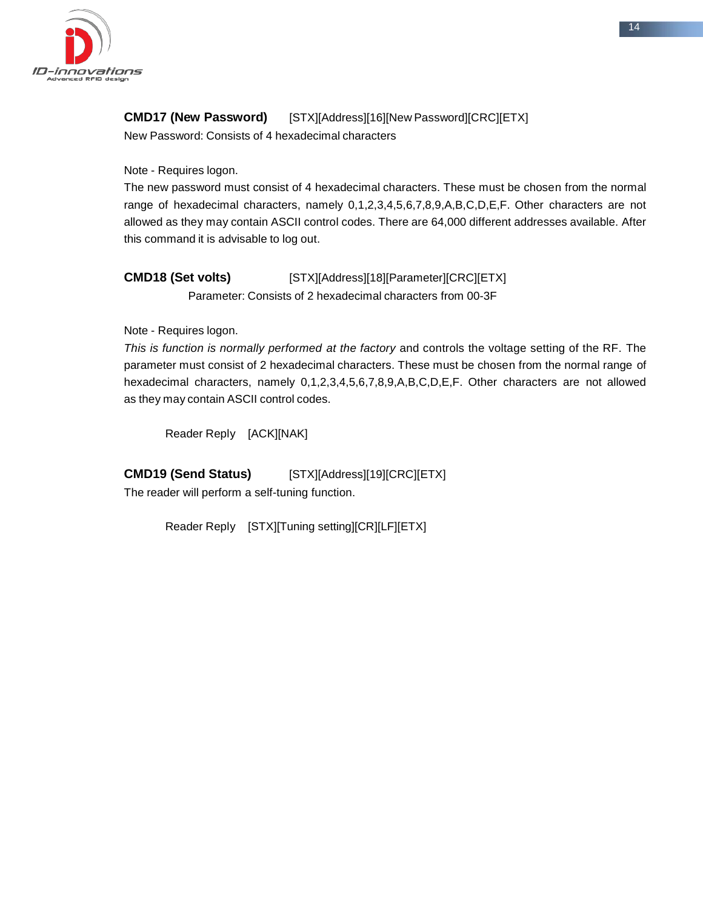**CMD17 (New Password)** [STX][Address][16][New Password][CRC][ETX]

New Password: Consists of 4 hexadecimal characters

Note - Requires logon.

The new password must consist of 4 hexadecimal characters. These must be chosen from the normal range of hexadecimal characters, namely 0,1,2,3,4,5,6,7,8,9,A,B,C,D,E,F. Other characters are not allowed as they may contain ASCII control codes. There are 64,000 different addresses available. After this command it is advisable to log out.

**CMD18 (Set volts)** [STX][Address][18][Parameter][CRC][ETX]

Parameter: Consists of 2 hexadecimal characters from 00-3F

Note - Requires logon.

*This is function is normally performed at the factory* and controls the voltage setting of the RF. The parameter must consist of 2 hexadecimal characters. These must be chosen from the normal range of hexadecimal characters, namely 0,1,2,3,4,5,6,7,8,9,A,B,C,D,E,F. Other characters are not allowed as they may contain ASCII control codes.

Reader Reply [ACK][NAK]

**CMD19 (Send Status)** [STX][Address][19][CRC][ETX]

The reader will perform a self-tuning function.

Reader Reply [STX][Tuning setting][CR][LF][ETX]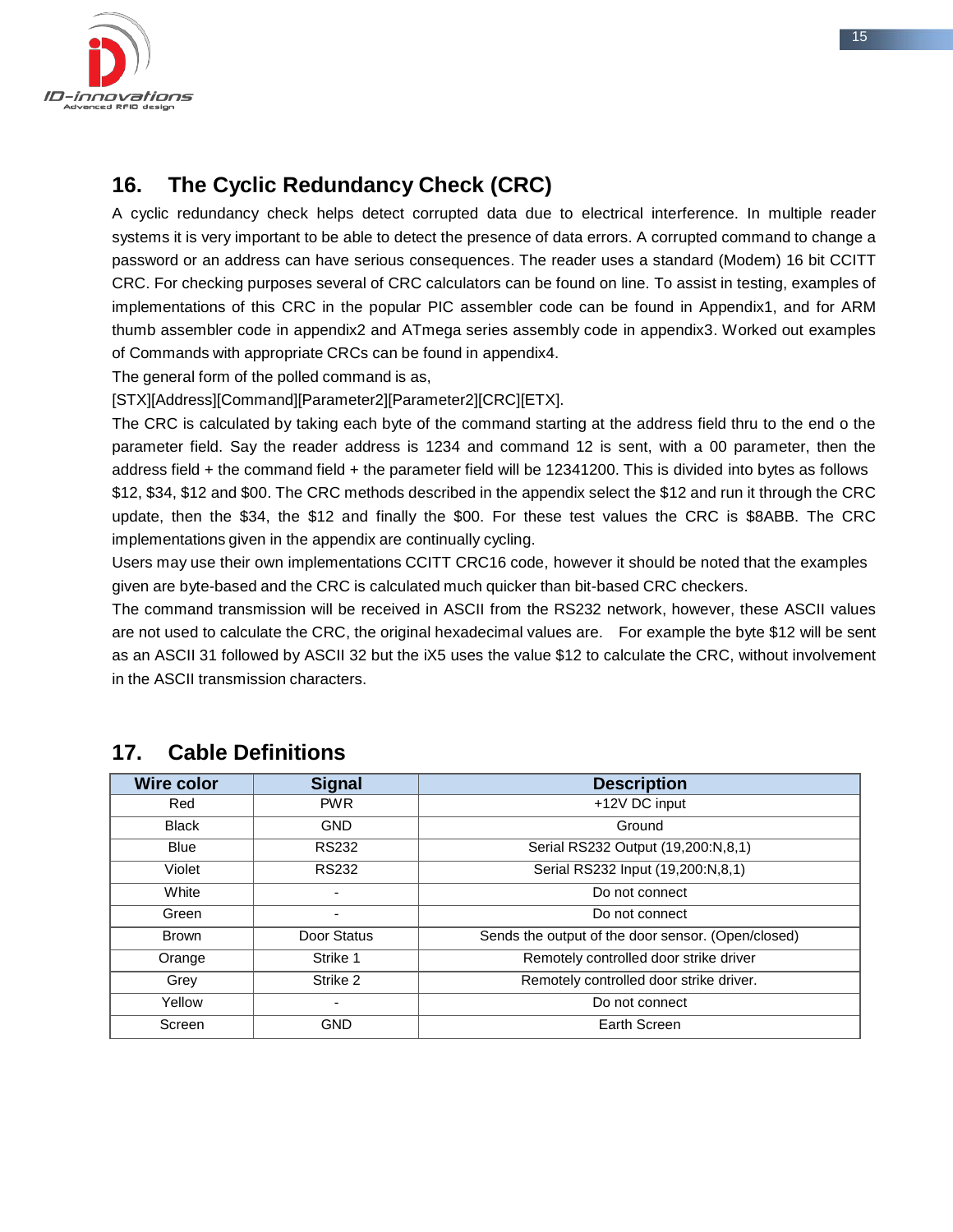## 16. The Cyclic Redundancy Check (CRC)

A cyclic redundancy check helps detect corrupted data due to electrical interference. In multiple reader systems it is very important to be able to detect the presence of data errors. A corrupted command to change a password or an address can have serious consequences. The reader uses a standard (Modem) 16 bit CCITT CRC. For checking purposes several of CRC calculators can be found on line. To assist in testing, examples of implementations of this CRC in the popular PIC assembler code can be found in Appendix1, and for ARM thumb assembler code in appendix2 and ATmega series assembly code in appendix3. Worked out examples of Commands with appropriate CRCs can be found in appendix4.

The general form of the polled command is as,

[STX][Address][Command][Parameter2][Parameter2][CRC][ETX].

The CRC is calculated by taking each byte of the command starting at the address field thru to the end o the parameter field. Say the reader address is 1234 and command 12 is sent, with a 00 parameter, then the address field + the command field + the parameter field will be 12341200. This is divided into bytes as follows $12, $34, $12 and $00. The CRC methods described in the appendix select the $12 and run it through the CRC update, then the $34, the $12 and finally the $00. For these test values the CRC is $8ABB. The CRC implementations given in the appendix are continually cycling.

Users may use their own implementations CCITT CRC16 code, however it should be noted that the examples given are byte-based and the CRC is calculated much quicker than bit-based CRC checkers.

The command transmission will be received in ASCII from the RS232 network, however, these ASCII values are not used to calculate the CRC, the original hexadecimal values are. For example the byte $12 will be sent as an ASCII 31 followed by ASCII 32 but the iX5 uses the value $12 to calculate the CRC, without involvement in the ASCII transmission characters.

## 17. Cable Definitions

| Wire color | Signal | Description |
|---|---|---|
| Red | PWR | +12V DC input |
| Black | GND | Ground |
| Blue | RS232 | Serial RS232 Output (19,200:N,8,1) |
| Violet | RS232 | Serial RS232 Input (19,200:N,8,1) |
| White | - | Do not connect |
| Green | - | Do not connect |
| Brown | Door Status | Sends the output of the door sensor. (Open/closed) |
| Orange | Strike 1 | Remotely controlled door strike driver |
| Grey | Strike 2 | Remotely controlled door strike driver. |
| Yellow | - | Do not connect |
| Screen | GND | Earth Screen |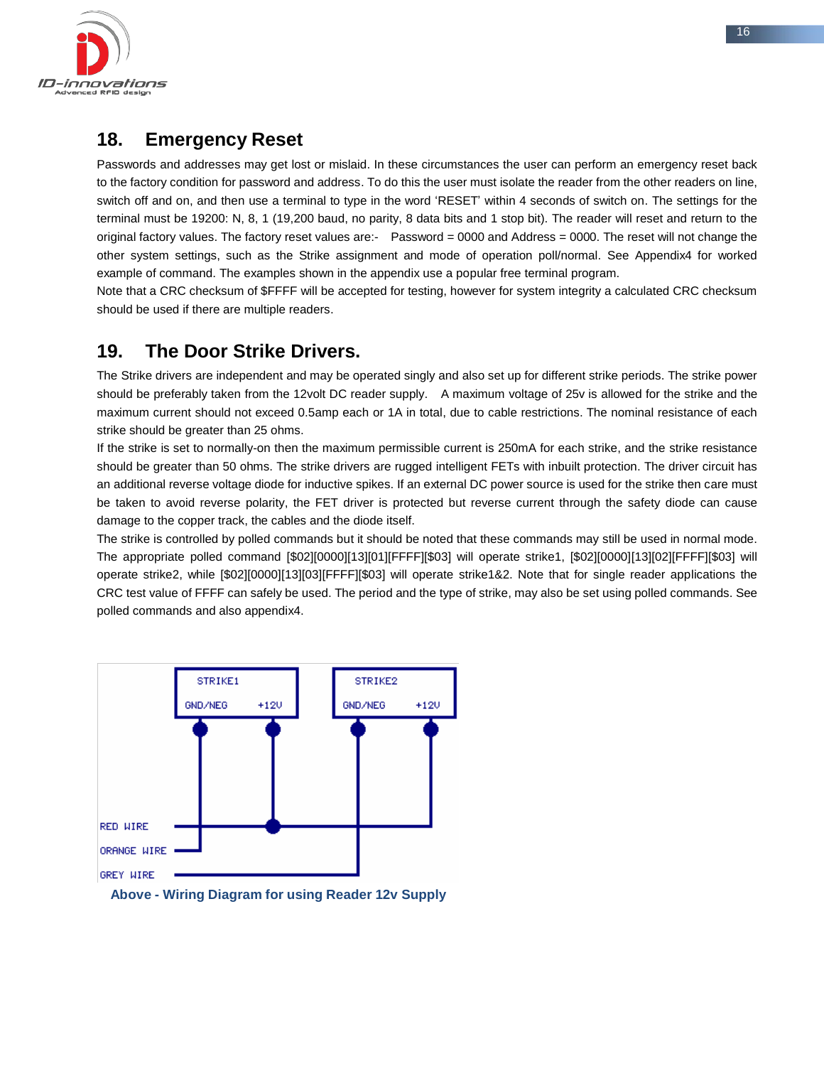## 18. Emergency Reset

Passwords and addresses may get lost or mislaid. In these circumstances the user can perform an emergency reset back to the factory condition for password and address. To do this the user must isolate the reader from the other readers on line, switch off and on, and then use a terminal to type in the word 'RESET' within 4 seconds of switch on. The settings for the terminal must be 19200: N, 8, 1 (19,200 baud, no parity, 8 data bits and 1 stop bit). The reader will reset and return to the original factory values. The factory reset values are:- Password = 0000 and Address = 0000. The reset will not change the other system settings, such as the Strike assignment and mode of operation poll/normal. See Appendix4 for worked example of command. The examples shown in the appendix use a popular free terminal program.

Note that a CRC checksum of $FFFF will be accepted for testing, however for system integrity a calculated CRC checksum should be used if there are multiple readers.

## 19. The Door Strike Drivers.

The Strike drivers are independent and may be operated singly and also set up for different strike periods. The strike power should be preferably taken from the 12volt DC reader supply. A maximum voltage of 25v is allowed for the strike and the maximum current should not exceed 0.5amp each or 1A in total, due to cable restrictions. The nominal resistance of each strike should be greater than 25 ohms.

If the strike is set to normally-on then the maximum permissible current is 250mA for each strike, and the strike resistance should be greater than 50 ohms. The strike drivers are rugged intelligent FETs with inbuilt protection. The driver circuit has an additional reverse voltage diode for inductive spikes. If an external DC power source is used for the strike then care must be taken to avoid reverse polarity, the FET driver is protected but reverse current through the safety diode can cause damage to the copper track, the cables and the diode itself.

The strike is controlled by polled commands but it should be noted that these commands may still be used in normal mode. The appropriate polled command [$02][0000][13][01][FFFF][$03] will operate strike1, [$02][0000][13][02][FFFF][$03] will operate strike2, while [$02][0000][13][03][FFFF][$03] will operate strike1&2. Note that for single reader applications the CRC test value of FFFF can safely be used. The period and the type of strike, may also be set using polled commands. See polled commands and also appendix4.

STRIKE1 — GND/NEG, +12V

STRIKE2 — GND/NEG, +12V

RED WIRE

ORANGE WIRE

GREY WIRE

**Above - Wiring Diagram for using Reader 12v Supply**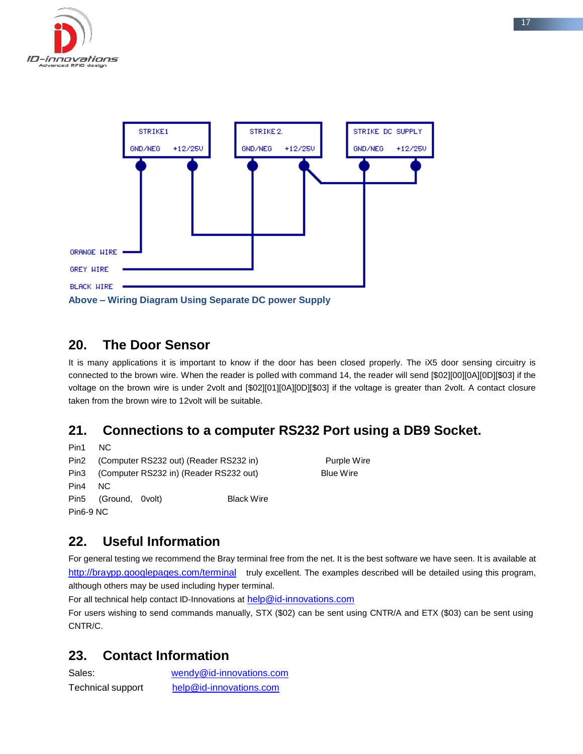STRIKE1 GND/NEG +12/25V

STRIKE 2. GND/NEG +12/25V

STRIKE DC SUPPLY GND/NEG +12/25V

ORANGE WIRE

GREY WIRE

BLACK WIRE

**Above – Wiring Diagram Using Separate DC power Supply**

## 20. The Door Sensor

It is many applications it is important to know if the door has been closed properly. The iX5 door sensing circuitry is connected to the brown wire. When the reader is polled with command 14, the reader will send [$02][00][0A][0D][$03] if the voltage on the brown wire is under 2volt and [$02][01][0A][0D][$03] if the voltage is greater than 2volt. A contact closure taken from the brown wire to 12volt will be suitable.

## 21. Connections to a computer RS232 Port using a DB9 Socket.

Pin1 NC
Pin2 (Computer RS232 out) (Reader RS232 in) Purple Wire
Pin3 (Computer RS232 in) (Reader RS232 out) Blue Wire
Pin4 NC
Pin5 (Ground, 0volt) Black Wire
Pin6-9 NC

## 22. Useful Information

For general testing we recommend the Bray terminal free from the net. It is the best software we have seen. It is available at http://braypp.googlepages.com/terminal truly excellent. The examples described will be detailed using this program, although others may be used including hyper terminal.

For all technical help contact ID-Innovations at help@id-innovations.com

For users wishing to send commands manually, STX ($02) can be sent using CNTR/A and ETX ($03) can be sent using CNTR/C.

## 23. Contact Information

Sales: wendy@id-innovations.com
Technical support help@id-innovations.com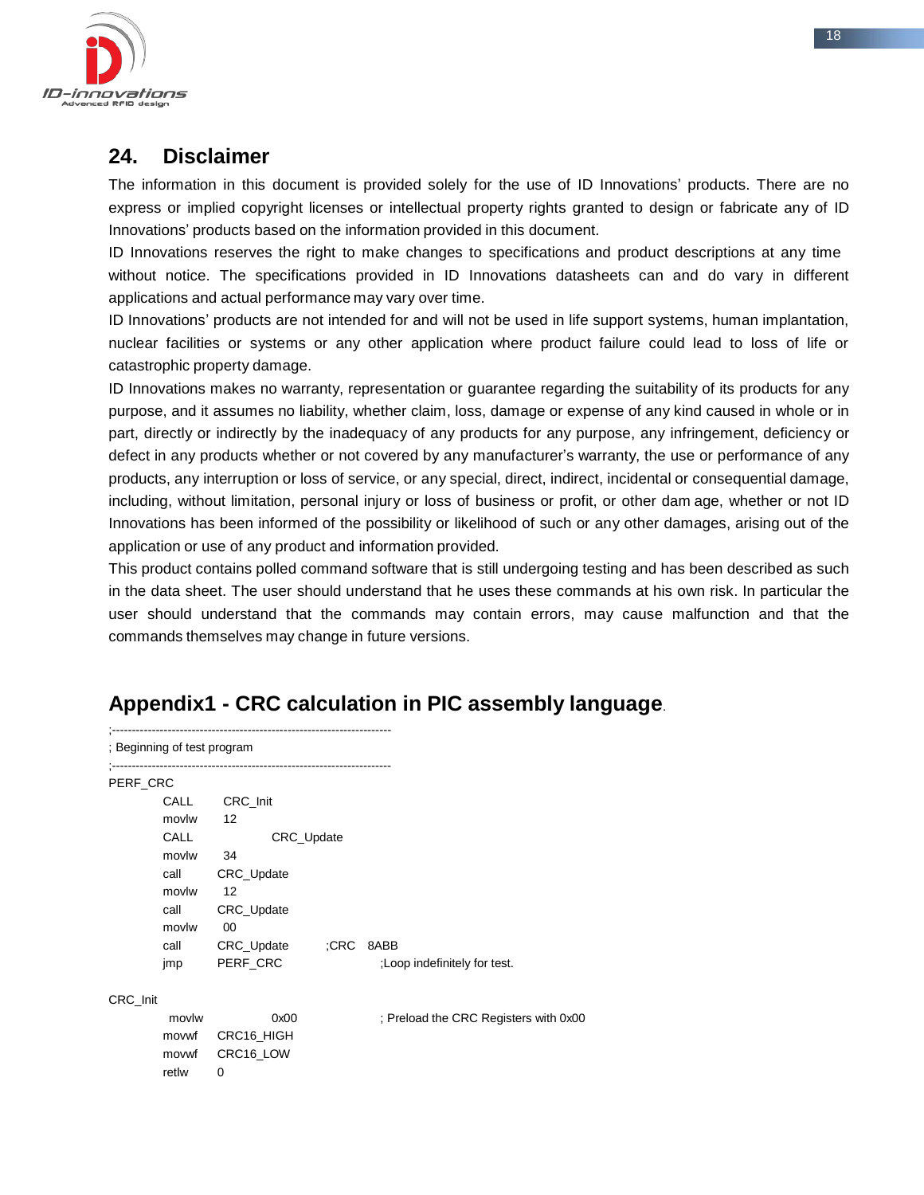## 24. Disclaimer

The information in this document is provided solely for the use of ID Innovations' products. There are no express or implied copyright licenses or intellectual property rights granted to design or fabricate any of ID Innovations' products based on the information provided in this document.

ID Innovations reserves the right to make changes to specifications and product descriptions at any time without notice. The specifications provided in ID Innovations datasheets can and do vary in different applications and actual performance may vary over time.

ID Innovations' products are not intended for and will not be used in life support systems, human implantation, nuclear facilities or systems or any other application where product failure could lead to loss of life or catastrophic property damage.

ID Innovations makes no warranty, representation or guarantee regarding the suitability of its products for any purpose, and it assumes no liability, whether claim, loss, damage or expense of any kind caused in whole or in part, directly or indirectly by the inadequacy of any products for any purpose, any infringement, deficiency or defect in any products whether or not covered by any manufacturer's warranty, the use or performance of any products, any interruption or loss of service, or any special, direct, indirect, incidental or consequential damage, including, without limitation, personal injury or loss of business or profit, or other dam age, whether or not ID Innovations has been informed of the possibility or likelihood of such or any other damages, arising out of the application or use of any product and information provided.

This product contains polled command software that is still undergoing testing and has been described as such in the data sheet. The user should understand that he uses these commands at his own risk. In particular the user should understand that the commands may contain errors, may cause malfunction and that the commands themselves may change in future versions.

## Appendix1 - CRC calculation in PIC assembly language.

```
;----------------------------------------------------------------------
; Beginning of test program
;----------------------------------------------------------------------
PERF_CRC
        CALL    CRC_Init
        movlw   12
        CALL            CRC_Update
        movlw   34
        call    CRC_Update
        movlw   12
        call    CRC_Update
        movlw   00
        call    CRC_Update      ;CRC   8ABB
        jmp     PERF_CRC                ;Loop indefinitely for test.

CRC_Init
         movlw          0x00            ; Preload the CRC Registers with 0x00
        movwf   CRC16_HIGH
        movwf   CRC16_LOW
        retlw   0
```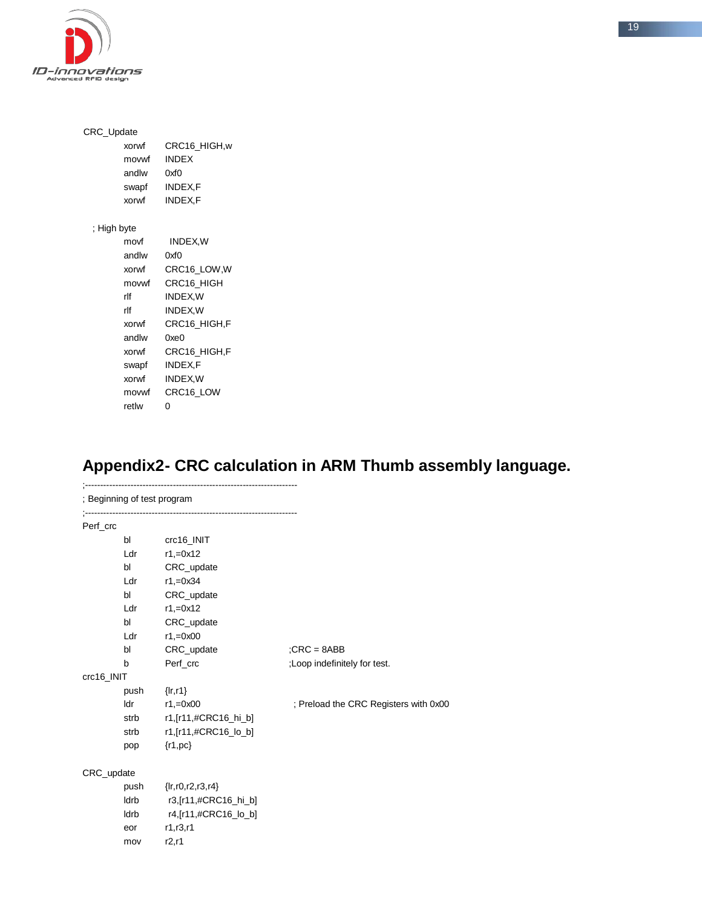```
CRC_Update
        xorwf   CRC16_HIGH,w
        movwf   INDEX
        andlw   0xf0
        swapf   INDEX,F
        xorwf   INDEX,F

  ; High byte
        movf     INDEX,W
        andlw   0xf0
        xorwf   CRC16_LOW,W
        movwf   CRC16_HIGH
        rlf     INDEX,W
        rlf     INDEX,W
        xorwf   CRC16_HIGH,F
        andlw   0xe0
        xorwf   CRC16_HIGH,F
        swapf   INDEX,F
        xorwf   INDEX,W
        movwf   CRC16_LOW
        retlw   0
```

# Appendix2- CRC calculation in ARM Thumb assembly language.

```
;----------------------------------------------------------------------
; Beginning of test program
;----------------------------------------------------------------------
Perf_crc
        bl      crc16_INIT
        Ldr     r1,=0x12
        bl      CRC_update
        Ldr     r1,=0x34
        bl      CRC_update
        Ldr     r1,=0x12
        bl      CRC_update
        Ldr     r1,=0x00
        bl      CRC_update                  ;CRC = 8ABB
        b       Perf_crc                    ;Loop indefinitely for test.
crc16_INIT
        push    {lr,r1}
        ldr     r1,=0x00                     ; Preload the CRC Registers with 0x00
        strb    r1,[r11,#CRC16_hi_b]
        strb    r1,[r11,#CRC16_lo_b]
        pop     {r1,pc}

CRC_update
        push    {lr,r0,r2,r3,r4}
        ldrb     r3,[r11,#CRC16_hi_b]
        ldrb     r4,[r11,#CRC16_lo_b]
        eor     r1,r3,r1
        mov     r2,r1
```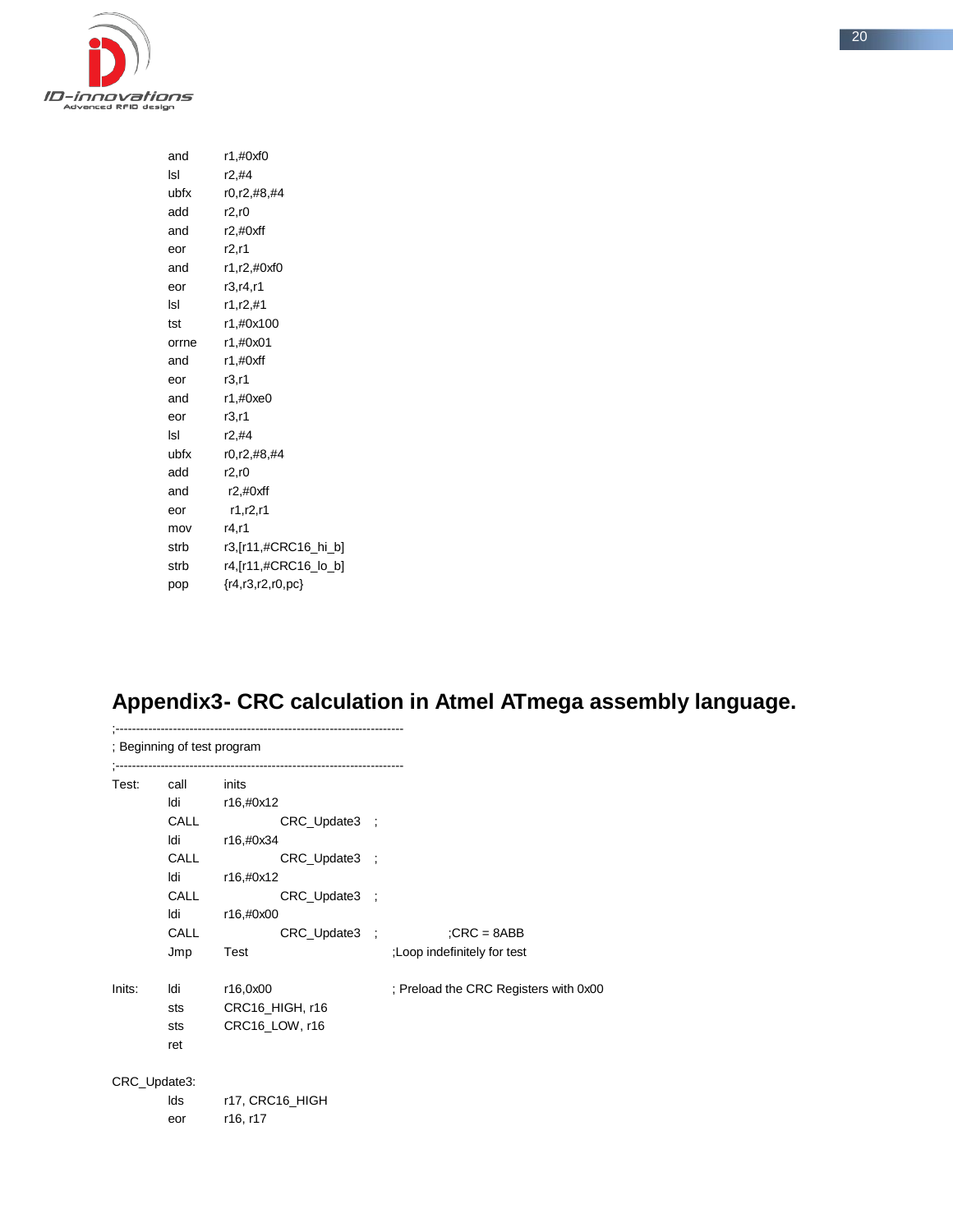```
        and     r1,#0xf0
        lsl     r2,#4
        ubfx    r0,r2,#8,#4
        add     r2,r0
        and     r2,#0xff
        eor     r2,r1
        and     r1,r2,#0xf0
        eor     r3,r4,r1
        lsl     r1,r2,#1
        tst     r1,#0x100
        orrne   r1,#0x01
        and     r1,#0xff
        eor     r3,r1
        and     r1,#0xe0
        eor     r3,r1
        lsl     r2,#4
        ubfx    r0,r2,#8,#4
        add     r2,r0
        and      r2,#0xff
        eor      r1,r2,r1
        mov     r4,r1
        strb    r3,[r11,#CRC16_hi_b]
        strb    r4,[r11,#CRC16_lo_b]
        pop     {r4,r3,r2,r0,pc}
```

## Appendix3- CRC calculation in Atmel ATmega assembly language.

```
;----------------------------------------------------------------------
; Beginning of test program
;----------------------------------------------------------------------
Test:   call    inits
        ldi     r16,#0x12
        CALL            CRC_Update3   ;
        ldi     r16,#0x34
        CALL            CRC_Update3   ;
        ldi     r16,#0x12
        CALL            CRC_Update3   ;
        ldi     r16,#0x00
        CALL            CRC_Update3   ;           ;CRC = 8ABB
        Jmp     Test                  ;Loop indefinitely for test

Inits:  ldi     r16,0x00              ; Preload the CRC Registers with 0x00
        sts     CRC16_HIGH, r16
        sts     CRC16_LOW, r16
        ret

CRC_Update3:
        lds     r17, CRC16_HIGH
        eor     r16, r17
```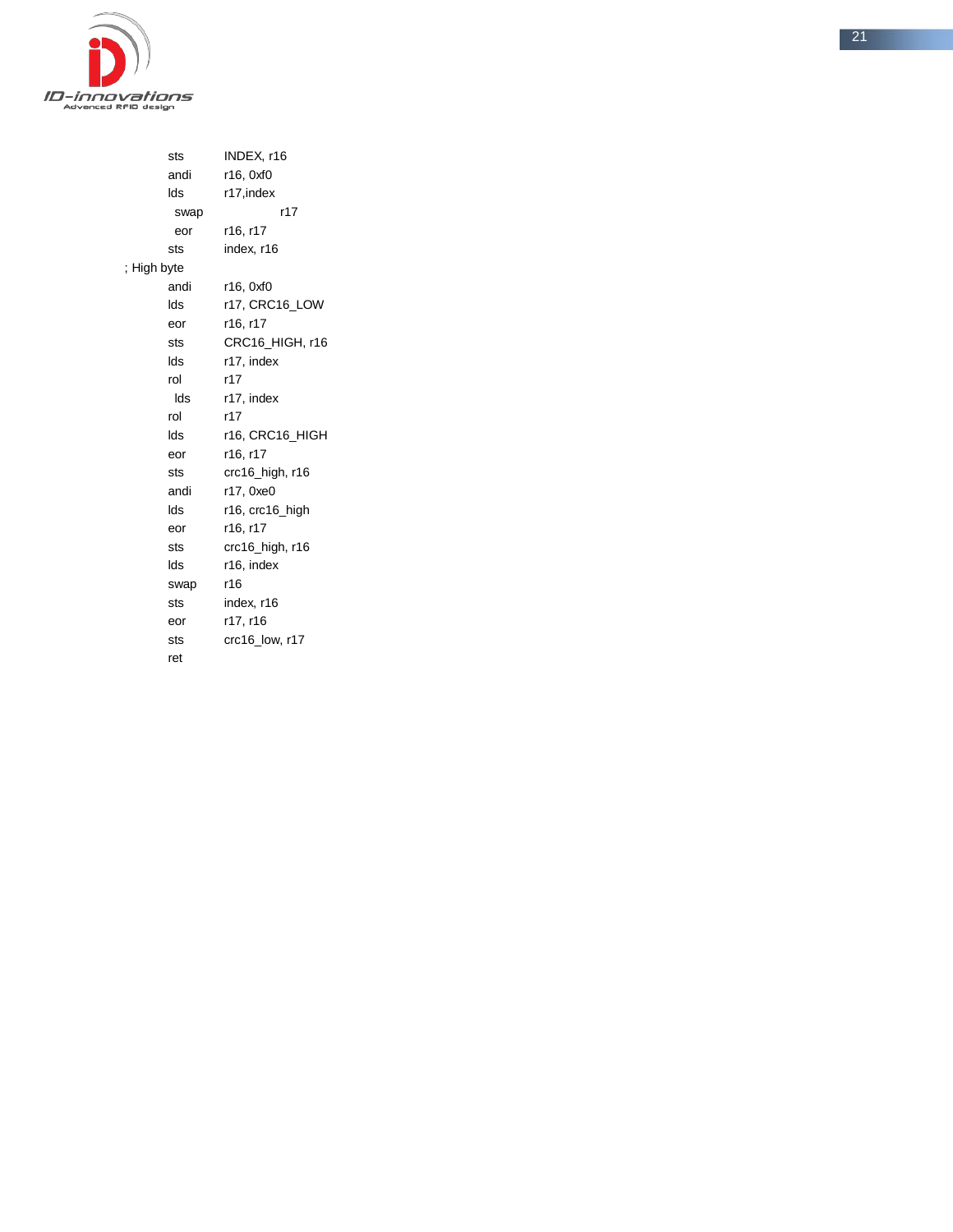```
        sts     INDEX, r16
        andi    r16, 0xf0
        lds     r17,index
        swap    r17
        eor     r16, r17
        sts     index, r16
; High byte
        andi    r16, 0xf0
        lds     r17, CRC16_LOW
        eor     r16, r17
        sts     CRC16_HIGH, r16
        lds     r17, index
        rol     r17
        lds     r17, index
        rol     r17
        lds     r16, CRC16_HIGH
        eor     r16, r17
        sts     crc16_high, r16
        andi    r17, 0xe0
        lds     r16, crc16_high
        eor     r16, r17
        sts     crc16_high, r16
        lds     r16, index
        swap    r16
        sts     index, r16
        eor     r17, r16
        sts     crc16_low, r17
        ret
```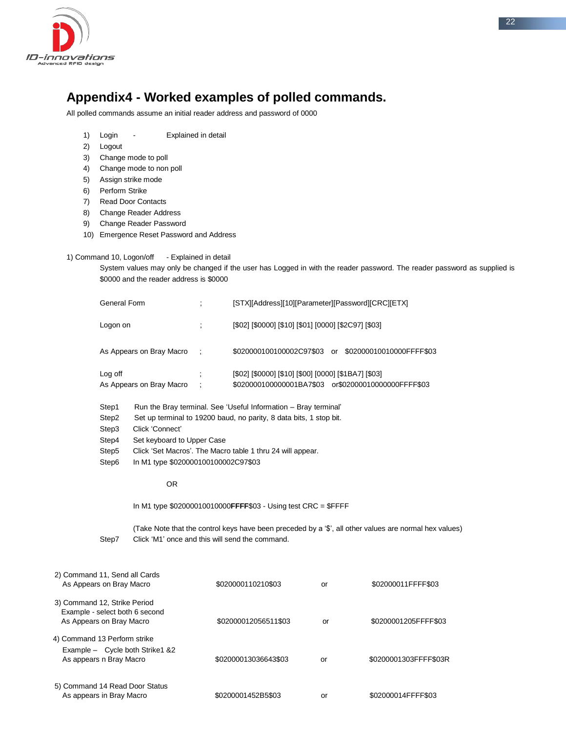# Appendix4 - Worked examples of polled commands.

All polled commands assume an initial reader address and password of 0000

1) Login - Explained in detail
2) Logout
3) Change mode to poll
4) Change mode to non poll
5) Assign strike mode
6) Perform Strike
7) Read Door Contacts
8) Change Reader Address
9) Change Reader Password
10) Emergence Reset Password and Address

1) Command 10, Logon/off - Explained in detail

System values may only be changed if the user has Logged in with the reader password. The reader password as supplied is $0000 and the reader address is $0000

| | | |
|---|---|---|
| General Form | ; | [STX][Address][10][Parameter][Password][CRC][ETX] |
| Logon on | ; | [$02] [$0000] [$10] [$01] [0000] [$2C97] [$03] |
| As Appears on Bray Macro | ; | $020000100100002C97$03 or $02000010010000FFFF$03 |
| Log off | ; | [$02] [$0000] [$10] [$00] [0000] [$1BA7] [$03] |
| As Appears on Bray Macro | ; | $020000100000001BA7$03 or$02000010000000FFFF$03 |

Step1 Run the Bray terminal. See 'Useful Information – Bray terminal'
Step2 Set up terminal to 19200 baud, no parity, 8 data bits, 1 stop bit.
Step3 Click 'Connect'
Step4 Set keyboard to Upper Case
Step5 Click 'Set Macros'. The Macro table 1 thru 24 will appear.
Step6 In M1 type $020000100100002C97$03

OR

In M1 type $02000010010000**FFFF**$03 - Using test CRC = $FFFF

(Take Note that the control keys have been preceded by a '$', all other values are normal hex values)

Step7 Click 'M1' once and this will send the command.

| | | | |
|---|---|---|---|
| 2) Command 11, Send all Cards<br>As Appears on Bray Macro | $020000110210$03 | or | $02000011FFFF$03 |
| 3) Command 12, Strike Period<br>Example - select both 6 second<br>As Appears on Bray Macro | $02000012056511$03 | or | $0200001205FFFF$03 |
| 4) Command 13 Perform strike<br>Example – Cycle both Strike1 &2<br>As appears n Bray Macro | $02000013036643$03 | or | $0200001303FFFF$03R |
| 5) Command 14 Read Door Status<br>As appears in Bray Macro | $0200001452B5$03 | or | $02000014FFFF$03 |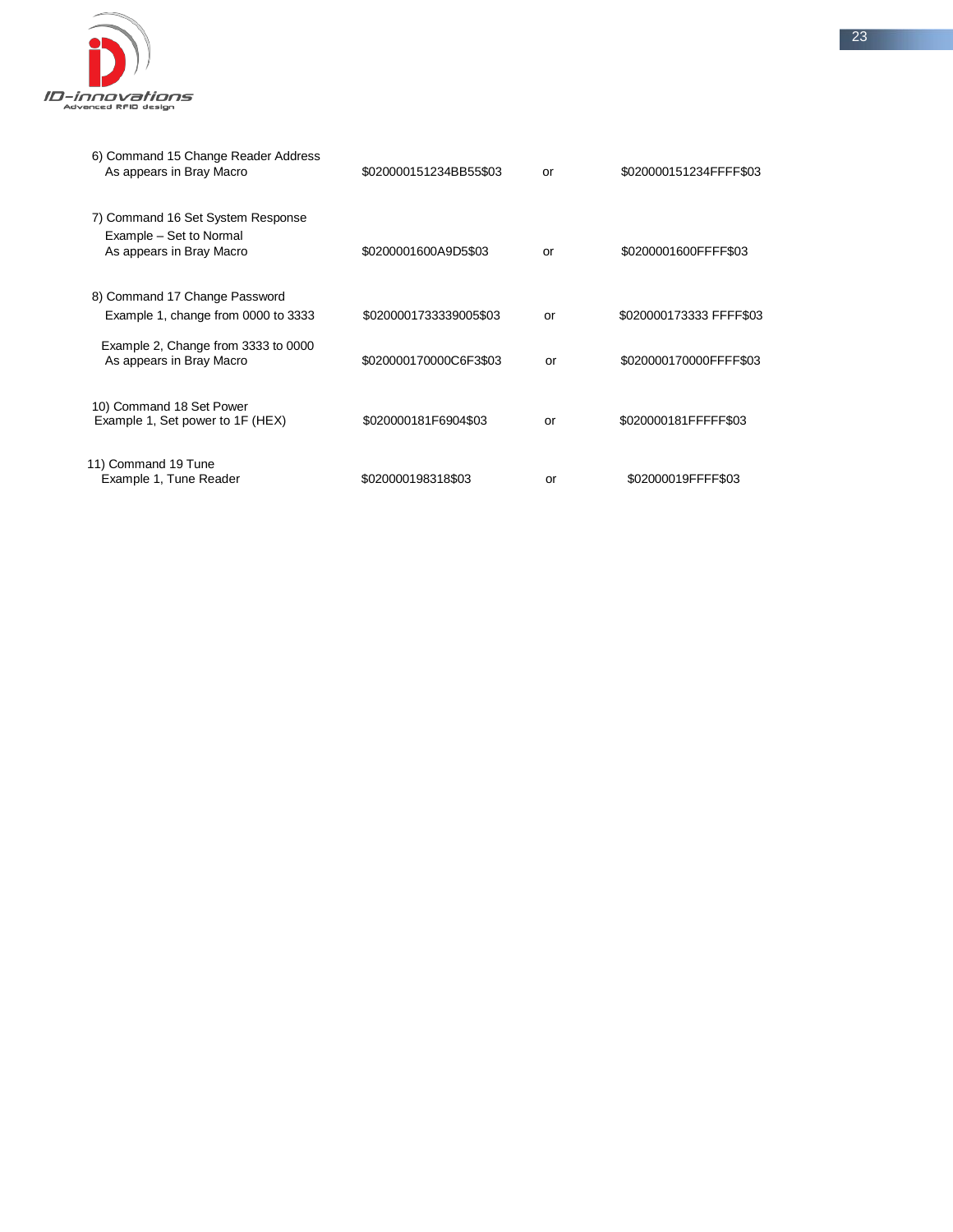| | | | |
|---|---|---|---|
| 6) Command 15 Change Reader Address<br>As appears in Bray Macro | $020000151234BB55$03 | or | $020000151234FFFF$03 |
| 7) Command 16 Set System Response<br>Example – Set to Normal<br>As appears in Bray Macro | $0200001600A9D5$03 | or | $0200001600FFFF$03 |
| 8) Command 17 Change Password<br>Example 1, change from 0000 to 3333 | $02000017333339005$03 | or | $020000173333 FFFF$03 |
| Example 2, Change from 3333 to 0000<br>As appears in Bray Macro | $020000170000C6F3$03 | or | $020000170000FFFF$03 |
| 10) Command 18 Set Power<br>Example 1, Set power to 1F (HEX) | $020000181F6904$03 | or | $020000181FFFFF$03 |
| 11) Command 19 Tune<br>Example 1, Tune Reader | $020000198318$03 | or | $02000019FFFF$03 |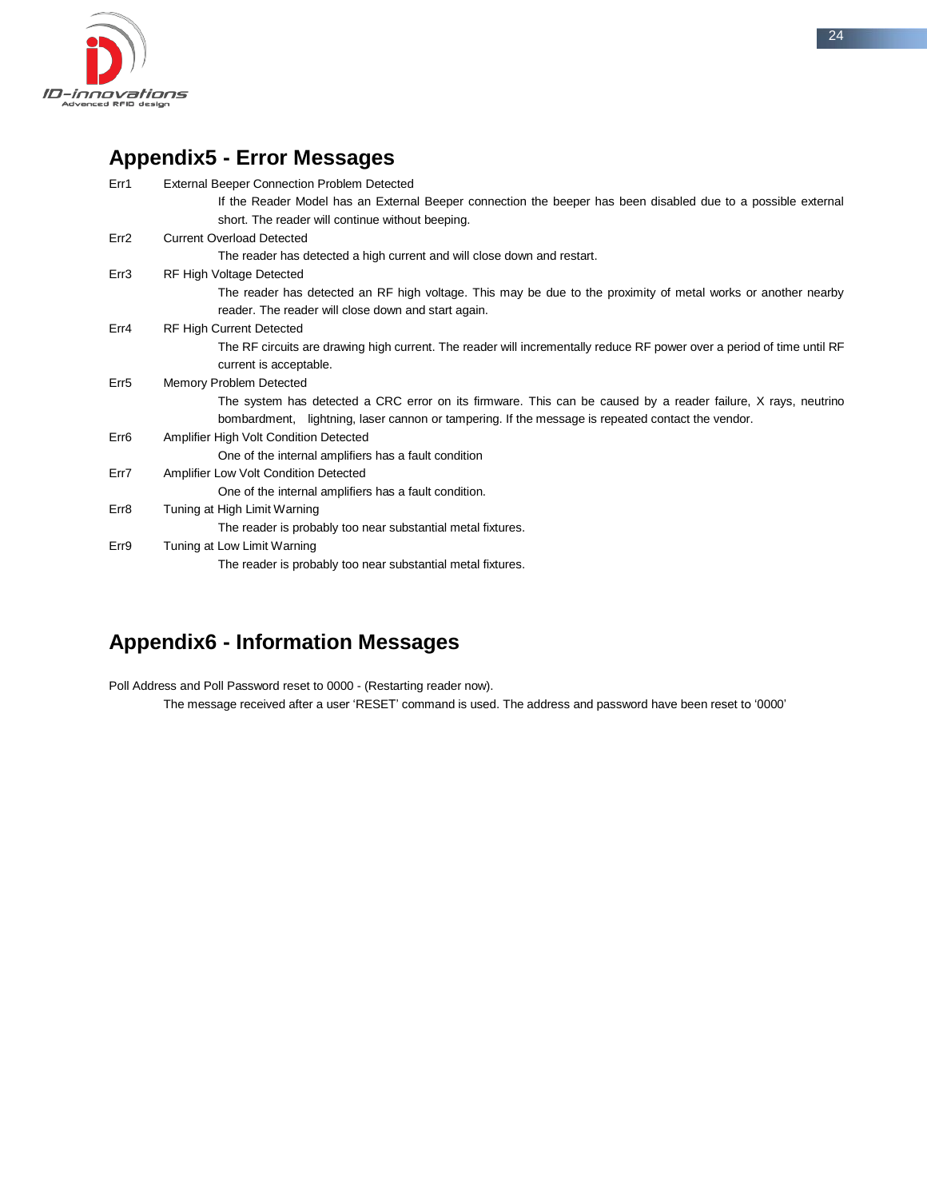## Appendix5 - Error Messages

Err1 External Beeper Connection Problem Detected

If the Reader Model has an External Beeper connection the beeper has been disabled due to a possible external short. The reader will continue without beeping.

Err2 Current Overload Detected

The reader has detected a high current and will close down and restart.

Err3 RF High Voltage Detected

The reader has detected an RF high voltage. This may be due to the proximity of metal works or another nearby reader. The reader will close down and start again.

Err4 RF High Current Detected

The RF circuits are drawing high current. The reader will incrementally reduce RF power over a period of time until RF current is acceptable.

Err5 Memory Problem Detected

The system has detected a CRC error on its firmware. This can be caused by a reader failure, X rays, neutrino bombardment, lightning, laser cannon or tampering. If the message is repeated contact the vendor.

Err6 Amplifier High Volt Condition Detected

One of the internal amplifiers has a fault condition

Err7 Amplifier Low Volt Condition Detected

One of the internal amplifiers has a fault condition.

Err8 Tuning at High Limit Warning

The reader is probably too near substantial metal fixtures.

Err9 Tuning at Low Limit Warning

The reader is probably too near substantial metal fixtures.

## Appendix6 - Information Messages

Poll Address and Poll Password reset to 0000 - (Restarting reader now).

The message received after a user 'RESET' command is used. The address and password have been reset to '0000'